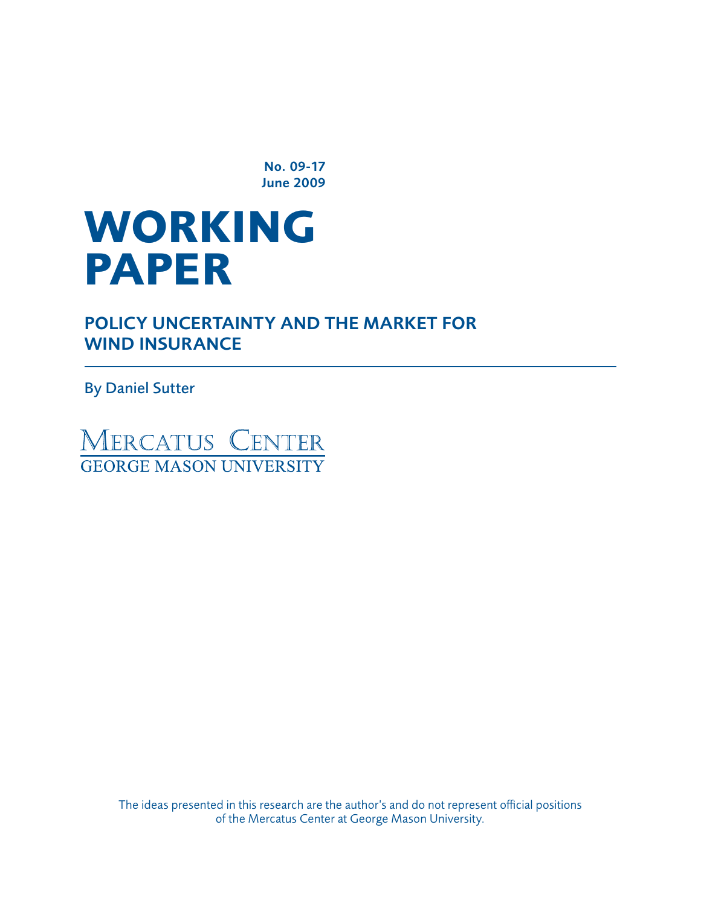No. 09-17
June 2009

# WORKING PAPER

## POLICY UNCERTAINTY AND THE MARKET FOR WIND INSURANCE

By Daniel Sutter

MERCATUS CENTER
GEORGE MASON UNIVERSITY

The ideas presented in this research are the author's and do not represent official positions of the Mercatus Center at George Mason University.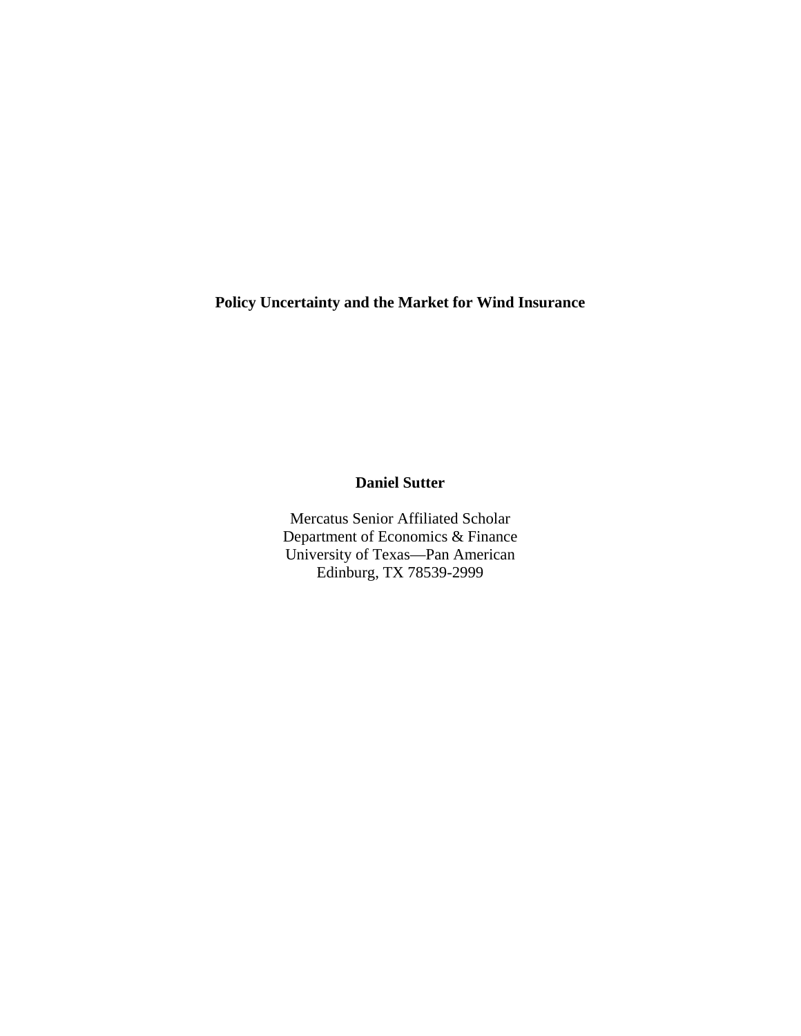**Policy Uncertainty and the Market for Wind Insurance**

**Daniel Sutter**

Mercatus Senior Affiliated Scholar
Department of Economics & Finance
University of Texas—Pan American
Edinburg, TX 78539-2999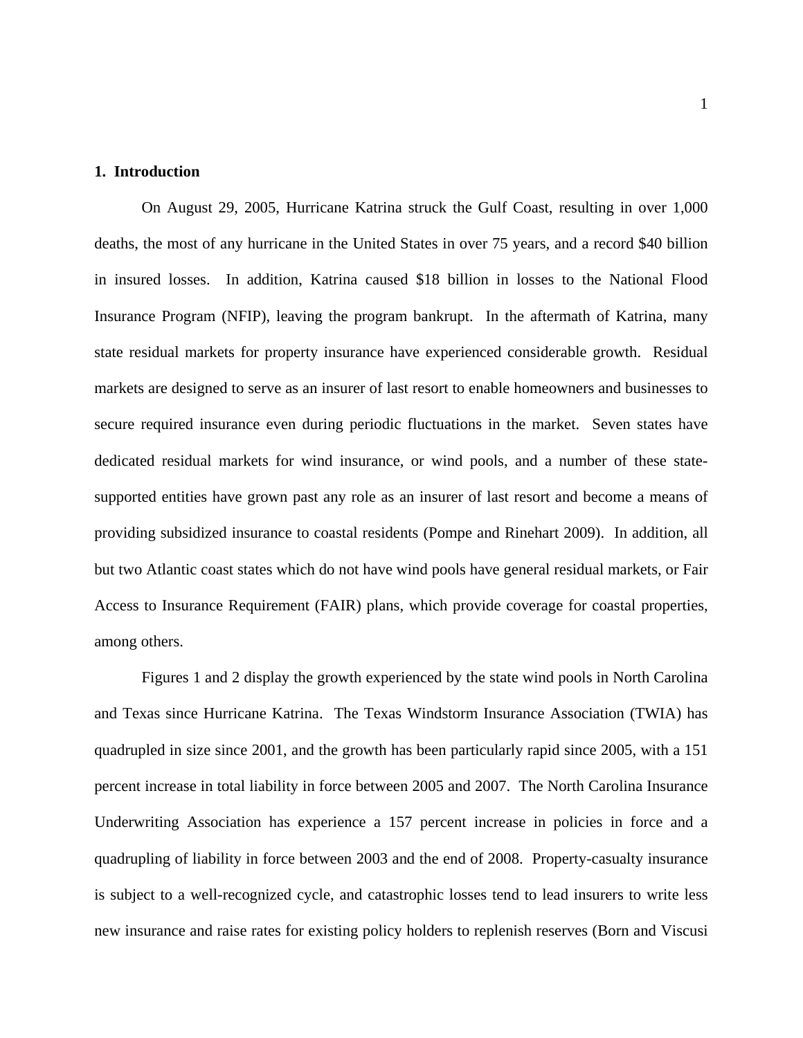## 1. Introduction

On August 29, 2005, Hurricane Katrina struck the Gulf Coast, resulting in over 1,000 deaths, the most of any hurricane in the United States in over 75 years, and a record $40 billion in insured losses. In addition, Katrina caused $18 billion in losses to the National Flood Insurance Program (NFIP), leaving the program bankrupt. In the aftermath of Katrina, many state residual markets for property insurance have experienced considerable growth. Residual markets are designed to serve as an insurer of last resort to enable homeowners and businesses to secure required insurance even during periodic fluctuations in the market. Seven states have dedicated residual markets for wind insurance, or wind pools, and a number of these state-supported entities have grown past any role as an insurer of last resort and become a means of providing subsidized insurance to coastal residents (Pompe and Rinehart 2009). In addition, all but two Atlantic coast states which do not have wind pools have general residual markets, or Fair Access to Insurance Requirement (FAIR) plans, which provide coverage for coastal properties, among others.

Figures 1 and 2 display the growth experienced by the state wind pools in North Carolina and Texas since Hurricane Katrina. The Texas Windstorm Insurance Association (TWIA) has quadrupled in size since 2001, and the growth has been particularly rapid since 2005, with a 151 percent increase in total liability in force between 2005 and 2007. The North Carolina Insurance Underwriting Association has experience a 157 percent increase in policies in force and a quadrupling of liability in force between 2003 and the end of 2008. Property-casualty insurance is subject to a well-recognized cycle, and catastrophic losses tend to lead insurers to write less new insurance and raise rates for existing policy holders to replenish reserves (Born and Viscusi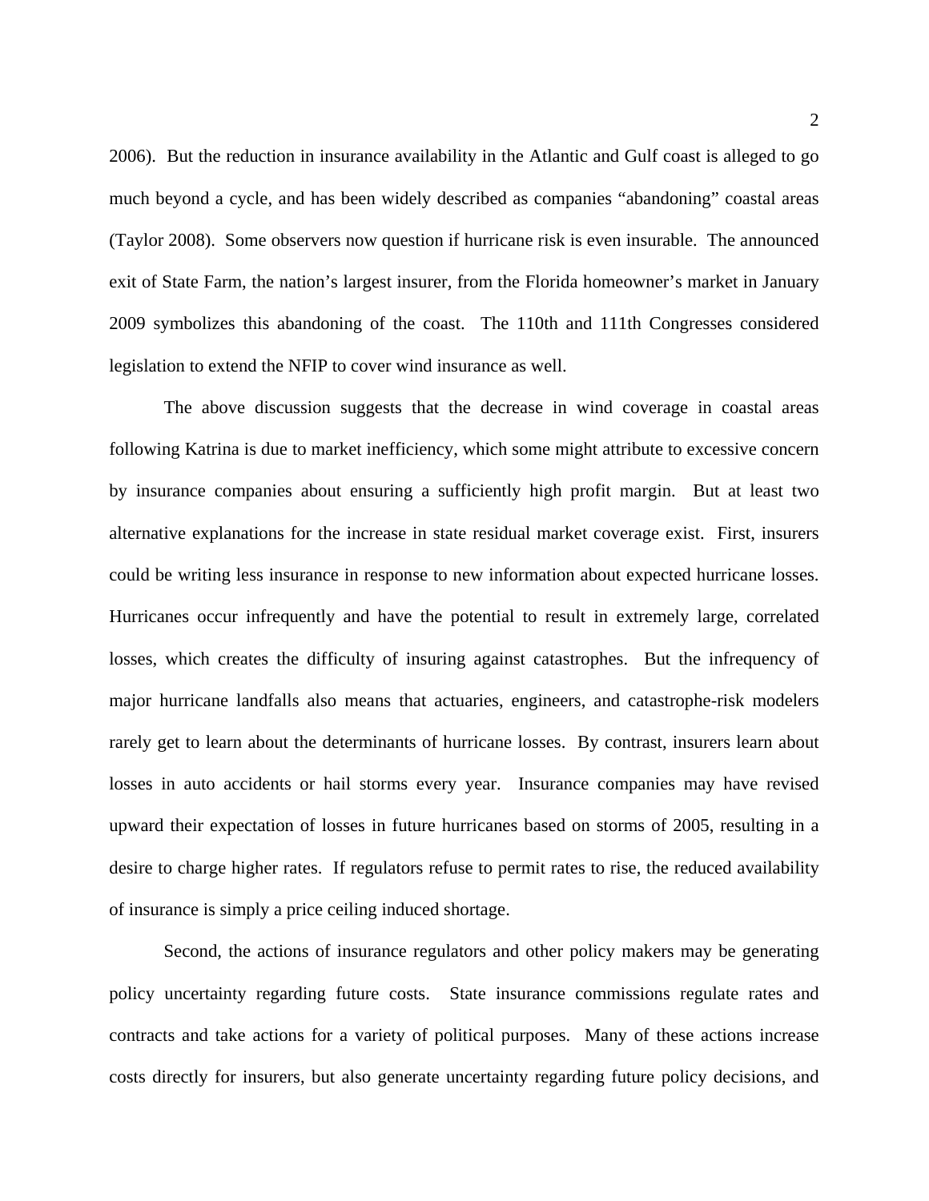2006). But the reduction in insurance availability in the Atlantic and Gulf coast is alleged to go much beyond a cycle, and has been widely described as companies "abandoning" coastal areas (Taylor 2008). Some observers now question if hurricane risk is even insurable. The announced exit of State Farm, the nation's largest insurer, from the Florida homeowner's market in January 2009 symbolizes this abandoning of the coast. The 110th and 111th Congresses considered legislation to extend the NFIP to cover wind insurance as well.

The above discussion suggests that the decrease in wind coverage in coastal areas following Katrina is due to market inefficiency, which some might attribute to excessive concern by insurance companies about ensuring a sufficiently high profit margin. But at least two alternative explanations for the increase in state residual market coverage exist. First, insurers could be writing less insurance in response to new information about expected hurricane losses. Hurricanes occur infrequently and have the potential to result in extremely large, correlated losses, which creates the difficulty of insuring against catastrophes. But the infrequency of major hurricane landfalls also means that actuaries, engineers, and catastrophe-risk modelers rarely get to learn about the determinants of hurricane losses. By contrast, insurers learn about losses in auto accidents or hail storms every year. Insurance companies may have revised upward their expectation of losses in future hurricanes based on storms of 2005, resulting in a desire to charge higher rates. If regulators refuse to permit rates to rise, the reduced availability of insurance is simply a price ceiling induced shortage.

Second, the actions of insurance regulators and other policy makers may be generating policy uncertainty regarding future costs. State insurance commissions regulate rates and contracts and take actions for a variety of political purposes. Many of these actions increase costs directly for insurers, but also generate uncertainty regarding future policy decisions, and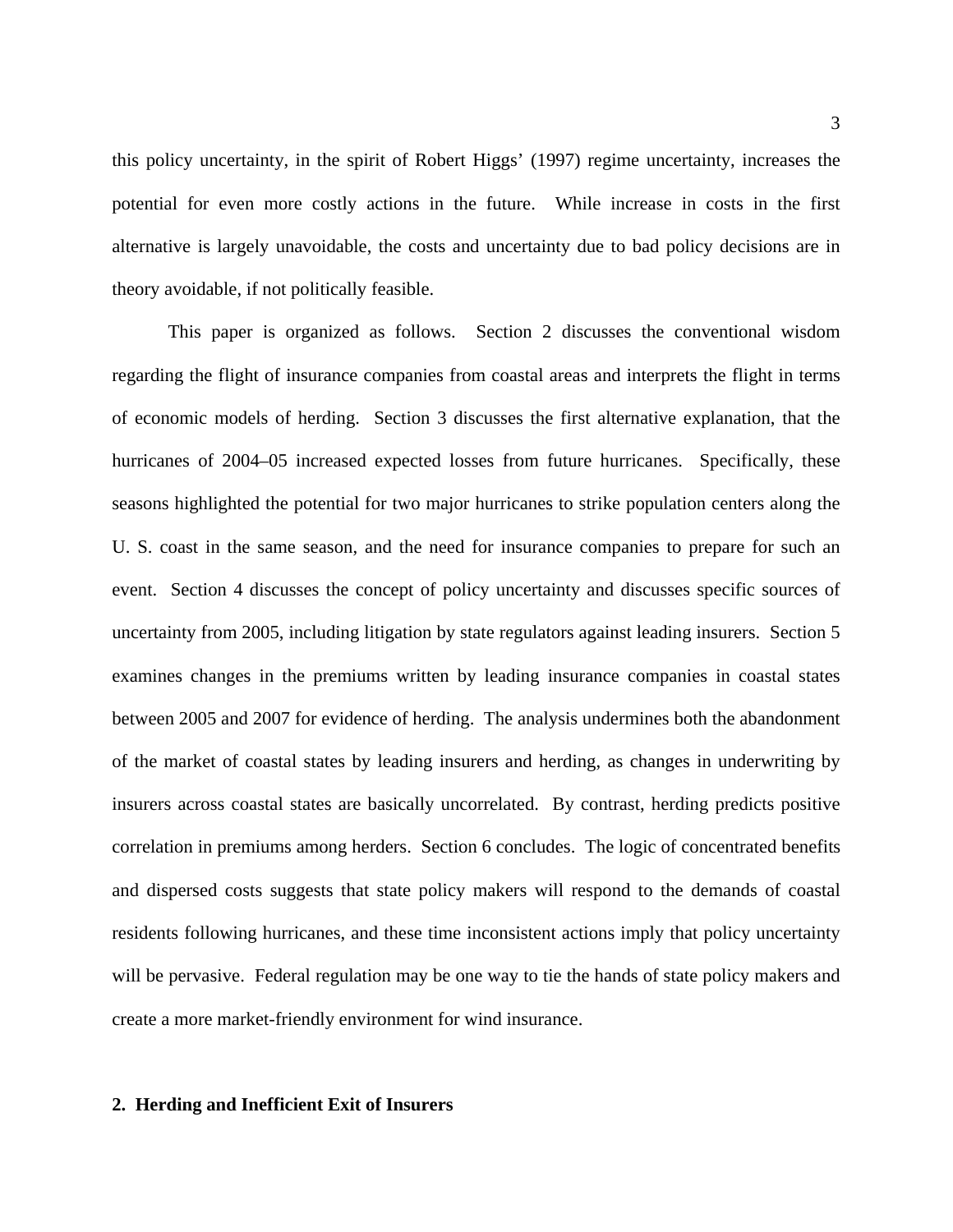this policy uncertainty, in the spirit of Robert Higgs' (1997) regime uncertainty, increases the potential for even more costly actions in the future. While increase in costs in the first alternative is largely unavoidable, the costs and uncertainty due to bad policy decisions are in theory avoidable, if not politically feasible.

This paper is organized as follows. Section 2 discusses the conventional wisdom regarding the flight of insurance companies from coastal areas and interprets the flight in terms of economic models of herding. Section 3 discusses the first alternative explanation, that the hurricanes of 2004–05 increased expected losses from future hurricanes. Specifically, these seasons highlighted the potential for two major hurricanes to strike population centers along the U. S. coast in the same season, and the need for insurance companies to prepare for such an event. Section 4 discusses the concept of policy uncertainty and discusses specific sources of uncertainty from 2005, including litigation by state regulators against leading insurers. Section 5 examines changes in the premiums written by leading insurance companies in coastal states between 2005 and 2007 for evidence of herding. The analysis undermines both the abandonment of the market of coastal states by leading insurers and herding, as changes in underwriting by insurers across coastal states are basically uncorrelated. By contrast, herding predicts positive correlation in premiums among herders. Section 6 concludes. The logic of concentrated benefits and dispersed costs suggests that state policy makers will respond to the demands of coastal residents following hurricanes, and these time inconsistent actions imply that policy uncertainty will be pervasive. Federal regulation may be one way to tie the hands of state policy makers and create a more market-friendly environment for wind insurance.

## 2. Herding and Inefficient Exit of Insurers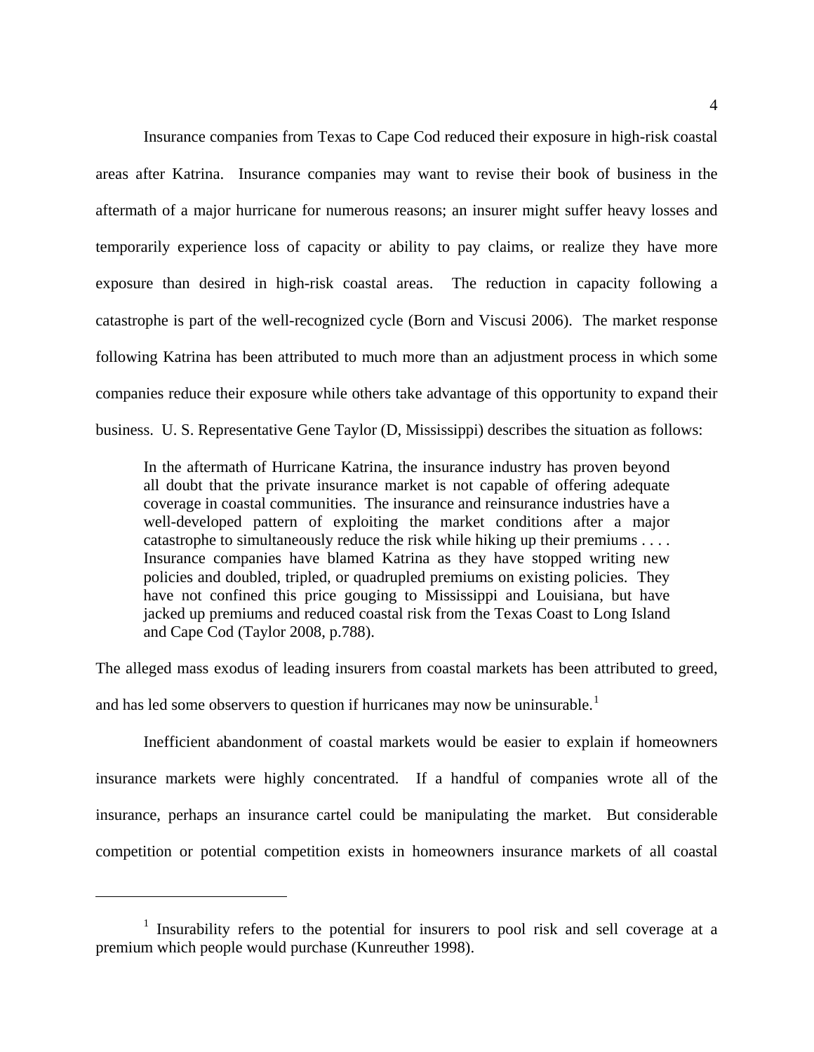Insurance companies from Texas to Cape Cod reduced their exposure in high-risk coastal areas after Katrina. Insurance companies may want to revise their book of business in the aftermath of a major hurricane for numerous reasons; an insurer might suffer heavy losses and temporarily experience loss of capacity or ability to pay claims, or realize they have more exposure than desired in high-risk coastal areas. The reduction in capacity following a catastrophe is part of the well-recognized cycle (Born and Viscusi 2006). The market response following Katrina has been attributed to much more than an adjustment process in which some companies reduce their exposure while others take advantage of this opportunity to expand their business. U. S. Representative Gene Taylor (D, Mississippi) describes the situation as follows:

> In the aftermath of Hurricane Katrina, the insurance industry has proven beyond all doubt that the private insurance market is not capable of offering adequate coverage in coastal communities. The insurance and reinsurance industries have a well-developed pattern of exploiting the market conditions after a major catastrophe to simultaneously reduce the risk while hiking up their premiums . . . . Insurance companies have blamed Katrina as they have stopped writing new policies and doubled, tripled, or quadrupled premiums on existing policies. They have not confined this price gouging to Mississippi and Louisiana, but have jacked up premiums and reduced coastal risk from the Texas Coast to Long Island and Cape Cod (Taylor 2008, p.788).

The alleged mass exodus of leading insurers from coastal markets has been attributed to greed, and has led some observers to question if hurricanes may now be uninsurable.[1]

Inefficient abandonment of coastal markets would be easier to explain if homeowners insurance markets were highly concentrated. If a handful of companies wrote all of the insurance, perhaps an insurance cartel could be manipulating the market. But considerable competition or potential competition exists in homeowners insurance markets of all coastal

---

[1] Insurability refers to the potential for insurers to pool risk and sell coverage at a premium which people would purchase (Kunreuther 1998).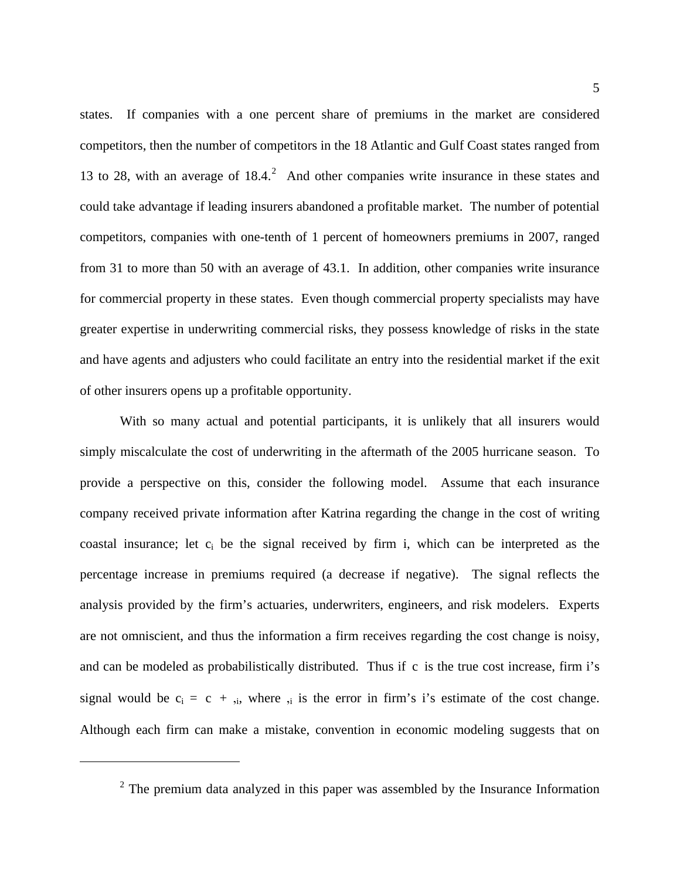states. If companies with a one percent share of premiums in the market are considered competitors, then the number of competitors in the 18 Atlantic and Gulf Coast states ranged from 13 to 28, with an average of 18.4.[2] And other companies write insurance in these states and could take advantage if leading insurers abandoned a profitable market. The number of potential competitors, companies with one-tenth of 1 percent of homeowners premiums in 2007, ranged from 31 to more than 50 with an average of 43.1. In addition, other companies write insurance for commercial property in these states. Even though commercial property specialists may have greater expertise in underwriting commercial risks, they possess knowledge of risks in the state and have agents and adjusters who could facilitate an entry into the residential market if the exit of other insurers opens up a profitable opportunity.

With so many actual and potential participants, it is unlikely that all insurers would simply miscalculate the cost of underwriting in the aftermath of the 2005 hurricane season. To provide a perspective on this, consider the following model. Assume that each insurance company received private information after Katrina regarding the change in the cost of writing coastal insurance; let $c_i$ be the signal received by firm i, which can be interpreted as the percentage increase in premiums required (a decrease if negative). The signal reflects the analysis provided by the firm's actuaries, underwriters, engineers, and risk modelers. Experts are not omniscient, and thus the information a firm receives regarding the cost change is noisy, and can be modeled as probabilistically distributed. Thus if $c$ is the true cost increase, firm i's signal would be $c_i = c + \epsilon_i$, where $\epsilon_i$ is the error in firm's i's estimate of the cost change. Although each firm can make a mistake, convention in economic modeling suggests that on

[2] The premium data analyzed in this paper was assembled by the Insurance Information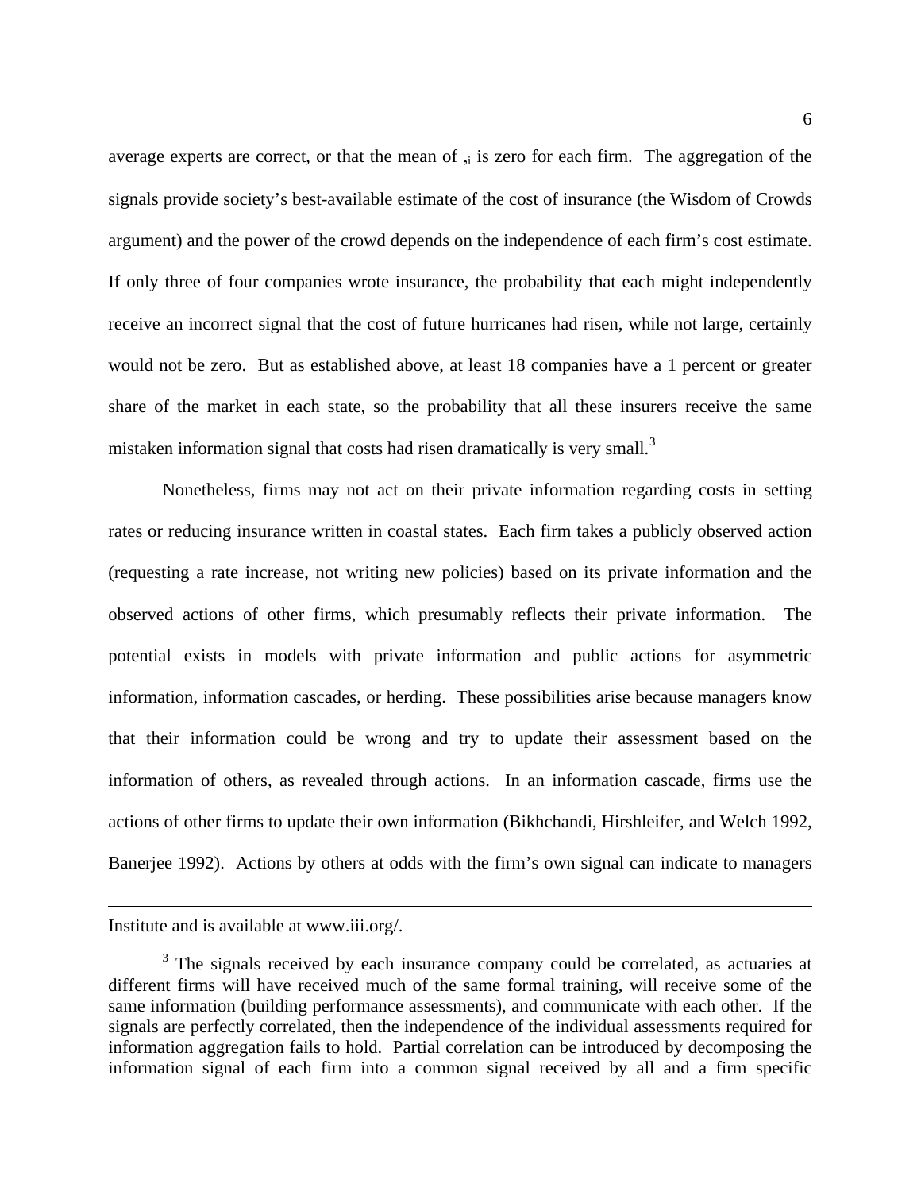average experts are correct, or that the mean of $\varepsilon_i$ is zero for each firm. The aggregation of the signals provide society's best-available estimate of the cost of insurance (the Wisdom of Crowds argument) and the power of the crowd depends on the independence of each firm's cost estimate. If only three of four companies wrote insurance, the probability that each might independently receive an incorrect signal that the cost of future hurricanes had risen, while not large, certainly would not be zero. But as established above, at least 18 companies have a 1 percent or greater share of the market in each state, so the probability that all these insurers receive the same mistaken information signal that costs had risen dramatically is very small.[3]

Nonetheless, firms may not act on their private information regarding costs in setting rates or reducing insurance written in coastal states. Each firm takes a publicly observed action (requesting a rate increase, not writing new policies) based on its private information and the observed actions of other firms, which presumably reflects their private information. The potential exists in models with private information and public actions for asymmetric information, information cascades, or herding. These possibilities arise because managers know that their information could be wrong and try to update their assessment based on the information of others, as revealed through actions. In an information cascade, firms use the actions of other firms to update their own information (Bikhchandi, Hirshleifer, and Welch 1992, Banerjee 1992). Actions by others at odds with the firm's own signal can indicate to managers

---

Institute and is available at www.iii.org/.

[3] The signals received by each insurance company could be correlated, as actuaries at different firms will have received much of the same formal training, will receive some of the same information (building performance assessments), and communicate with each other. If the signals are perfectly correlated, then the independence of the individual assessments required for information aggregation fails to hold. Partial correlation can be introduced by decomposing the information signal of each firm into a common signal received by all and a firm specific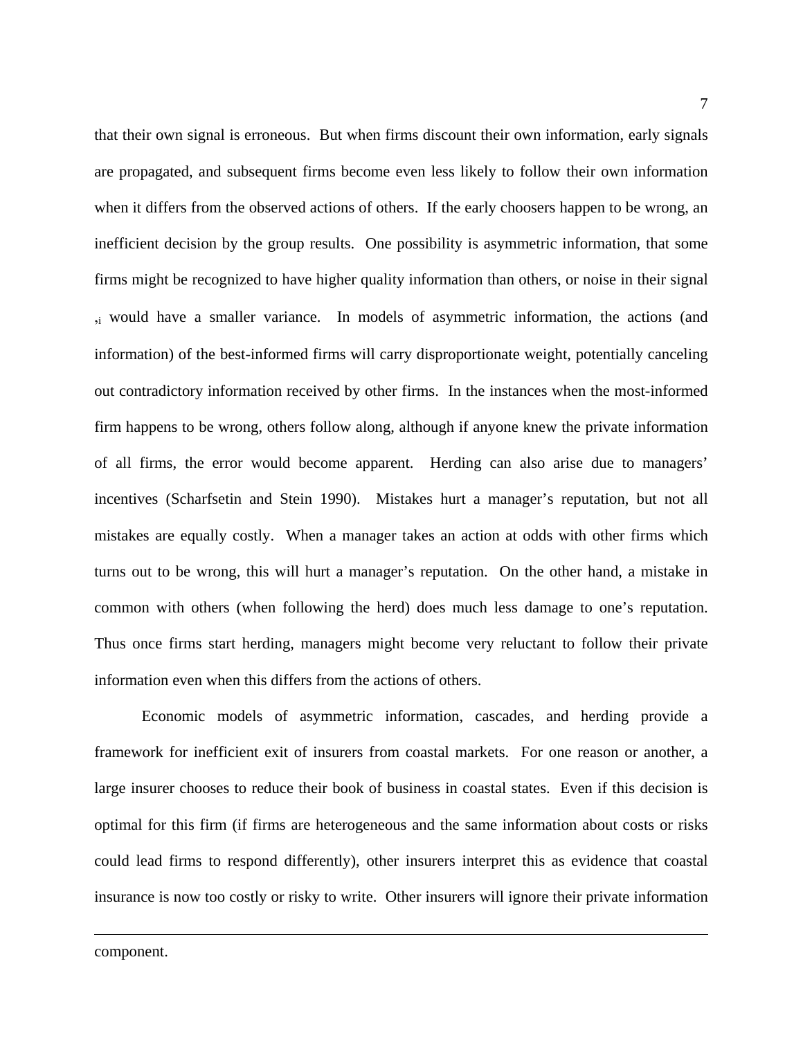that their own signal is erroneous. But when firms discount their own information, early signals are propagated, and subsequent firms become even less likely to follow their own information when it differs from the observed actions of others. If the early choosers happen to be wrong, an inefficient decision by the group results. One possibility is asymmetric information, that some firms might be recognized to have higher quality information than others, or noise in their signal $\varepsilon_i$ would have a smaller variance. In models of asymmetric information, the actions (and information) of the best-informed firms will carry disproportionate weight, potentially canceling out contradictory information received by other firms. In the instances when the most-informed firm happens to be wrong, others follow along, although if anyone knew the private information of all firms, the error would become apparent. Herding can also arise due to managers' incentives (Scharfsetin and Stein 1990). Mistakes hurt a manager's reputation, but not all mistakes are equally costly. When a manager takes an action at odds with other firms which turns out to be wrong, this will hurt a manager's reputation. On the other hand, a mistake in common with others (when following the herd) does much less damage to one's reputation. Thus once firms start herding, managers might become very reluctant to follow their private information even when this differs from the actions of others.

Economic models of asymmetric information, cascades, and herding provide a framework for inefficient exit of insurers from coastal markets. For one reason or another, a large insurer chooses to reduce their book of business in coastal states. Even if this decision is optimal for this firm (if firms are heterogeneous and the same information about costs or risks could lead firms to respond differently), other insurers interpret this as evidence that coastal insurance is now too costly or risky to write. Other insurers will ignore their private information

---

component.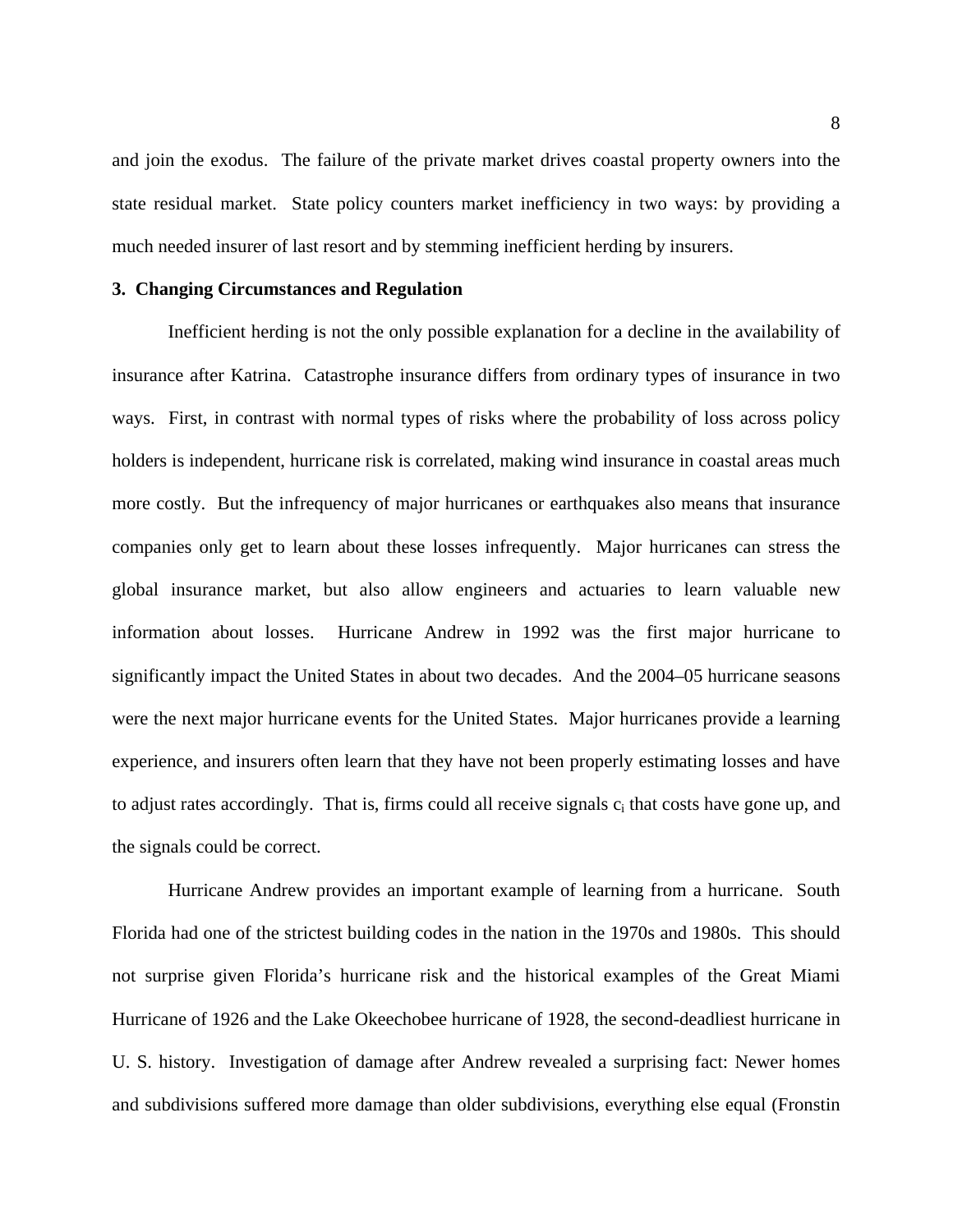and join the exodus. The failure of the private market drives coastal property owners into the state residual market. State policy counters market inefficiency in two ways: by providing a much needed insurer of last resort and by stemming inefficient herding by insurers.

### 3. Changing Circumstances and Regulation

Inefficient herding is not the only possible explanation for a decline in the availability of insurance after Katrina. Catastrophe insurance differs from ordinary types of insurance in two ways. First, in contrast with normal types of risks where the probability of loss across policy holders is independent, hurricane risk is correlated, making wind insurance in coastal areas much more costly. But the infrequency of major hurricanes or earthquakes also means that insurance companies only get to learn about these losses infrequently. Major hurricanes can stress the global insurance market, but also allow engineers and actuaries to learn valuable new information about losses. Hurricane Andrew in 1992 was the first major hurricane to significantly impact the United States in about two decades. And the 2004–05 hurricane seasons were the next major hurricane events for the United States. Major hurricanes provide a learning experience, and insurers often learn that they have not been properly estimating losses and have to adjust rates accordingly. That is, firms could all receive signals $c_i$ that costs have gone up, and the signals could be correct.

Hurricane Andrew provides an important example of learning from a hurricane. South Florida had one of the strictest building codes in the nation in the 1970s and 1980s. This should not surprise given Florida's hurricane risk and the historical examples of the Great Miami Hurricane of 1926 and the Lake Okeechobee hurricane of 1928, the second-deadliest hurricane in U. S. history. Investigation of damage after Andrew revealed a surprising fact: Newer homes and subdivisions suffered more damage than older subdivisions, everything else equal (Fronstin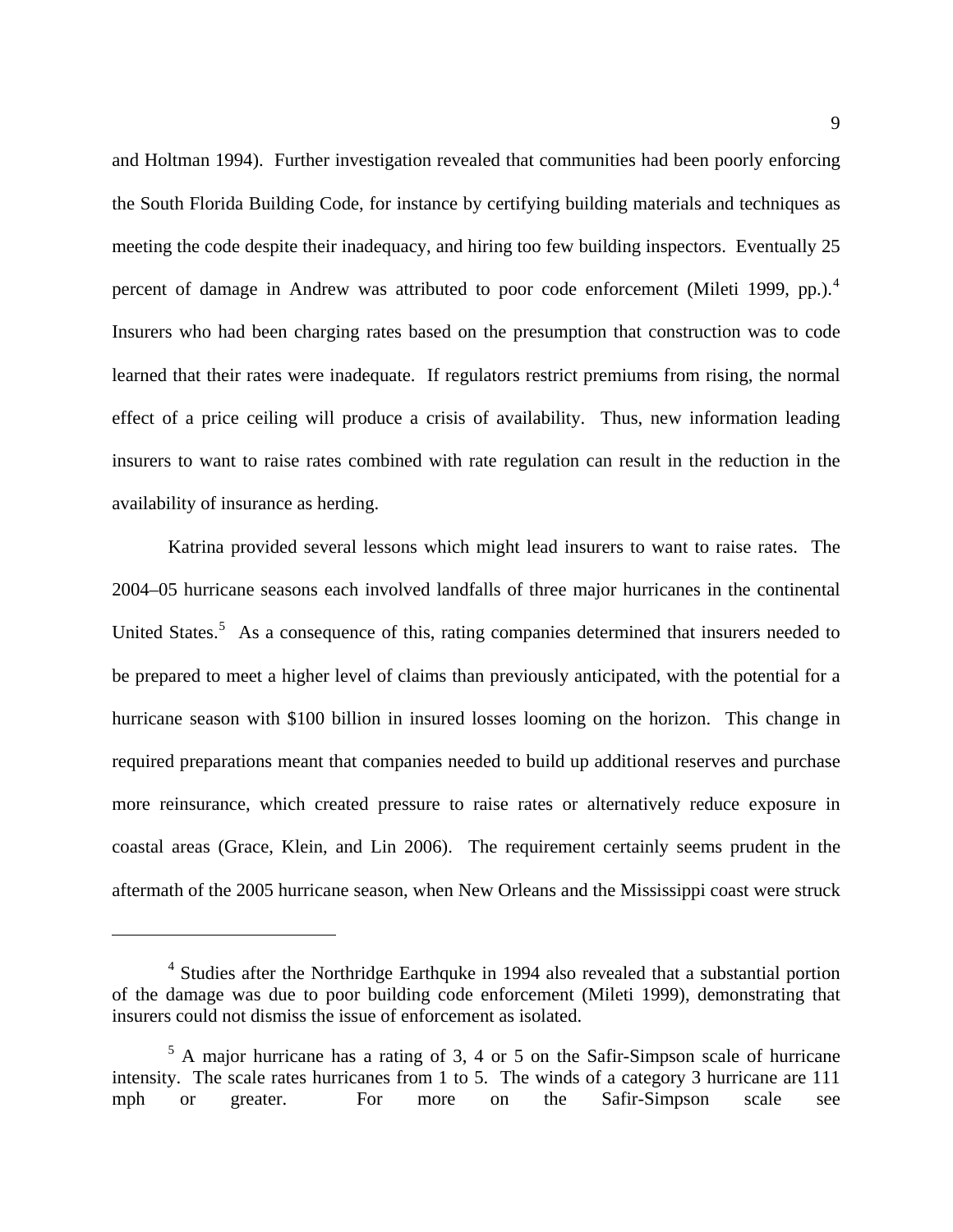and Holtman 1994). Further investigation revealed that communities had been poorly enforcing the South Florida Building Code, for instance by certifying building materials and techniques as meeting the code despite their inadequacy, and hiring too few building inspectors. Eventually 25 percent of damage in Andrew was attributed to poor code enforcement (Mileti 1999, pp.).[4] Insurers who had been charging rates based on the presumption that construction was to code learned that their rates were inadequate. If regulators restrict premiums from rising, the normal effect of a price ceiling will produce a crisis of availability. Thus, new information leading insurers to want to raise rates combined with rate regulation can result in the reduction in the availability of insurance as herding.

Katrina provided several lessons which might lead insurers to want to raise rates. The 2004–05 hurricane seasons each involved landfalls of three major hurricanes in the continental United States.[5] As a consequence of this, rating companies determined that insurers needed to be prepared to meet a higher level of claims than previously anticipated, with the potential for a hurricane season with $100 billion in insured losses looming on the horizon. This change in required preparations meant that companies needed to build up additional reserves and purchase more reinsurance, which created pressure to raise rates or alternatively reduce exposure in coastal areas (Grace, Klein, and Lin 2006). The requirement certainly seems prudent in the aftermath of the 2005 hurricane season, when New Orleans and the Mississippi coast were struck

---

[4] Studies after the Northridge Earthquke in 1994 also revealed that a substantial portion of the damage was due to poor building code enforcement (Mileti 1999), demonstrating that insurers could not dismiss the issue of enforcement as isolated.

[5] A major hurricane has a rating of 3, 4 or 5 on the Safir-Simpson scale of hurricane intensity. The scale rates hurricanes from 1 to 5. The winds of a category 3 hurricane are 111 mph or greater. For more on the Safir-Simpson scale see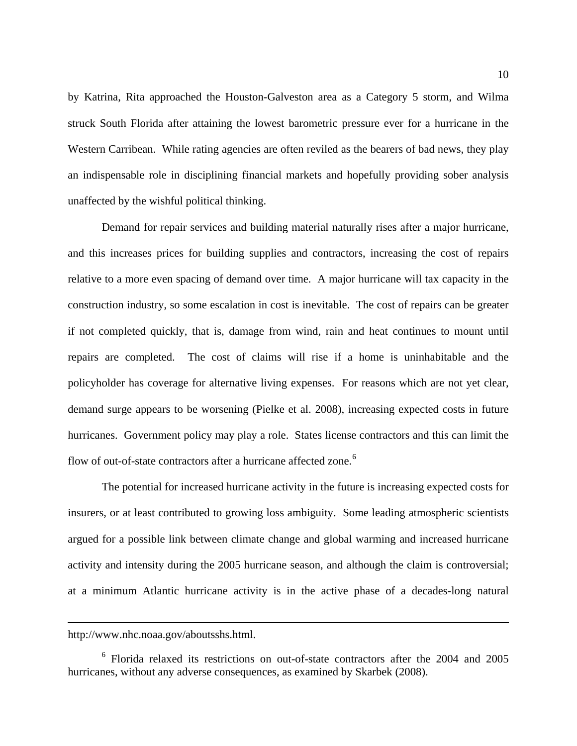by Katrina, Rita approached the Houston-Galveston area as a Category 5 storm, and Wilma struck South Florida after attaining the lowest barometric pressure ever for a hurricane in the Western Carribean. While rating agencies are often reviled as the bearers of bad news, they play an indispensable role in disciplining financial markets and hopefully providing sober analysis unaffected by the wishful political thinking.

Demand for repair services and building material naturally rises after a major hurricane, and this increases prices for building supplies and contractors, increasing the cost of repairs relative to a more even spacing of demand over time. A major hurricane will tax capacity in the construction industry, so some escalation in cost is inevitable. The cost of repairs can be greater if not completed quickly, that is, damage from wind, rain and heat continues to mount until repairs are completed. The cost of claims will rise if a home is uninhabitable and the policyholder has coverage for alternative living expenses. For reasons which are not yet clear, demand surge appears to be worsening (Pielke et al. 2008), increasing expected costs in future hurricanes. Government policy may play a role. States license contractors and this can limit the flow of out-of-state contractors after a hurricane affected zone.[6]

The potential for increased hurricane activity in the future is increasing expected costs for insurers, or at least contributed to growing loss ambiguity. Some leading atmospheric scientists argued for a possible link between climate change and global warming and increased hurricane activity and intensity during the 2005 hurricane season, and although the claim is controversial; at a minimum Atlantic hurricane activity is in the active phase of a decades-long natural

---

http://www.nhc.noaa.gov/aboutsshs.html.

[6] Florida relaxed its restrictions on out-of-state contractors after the 2004 and 2005 hurricanes, without any adverse consequences, as examined by Skarbek (2008).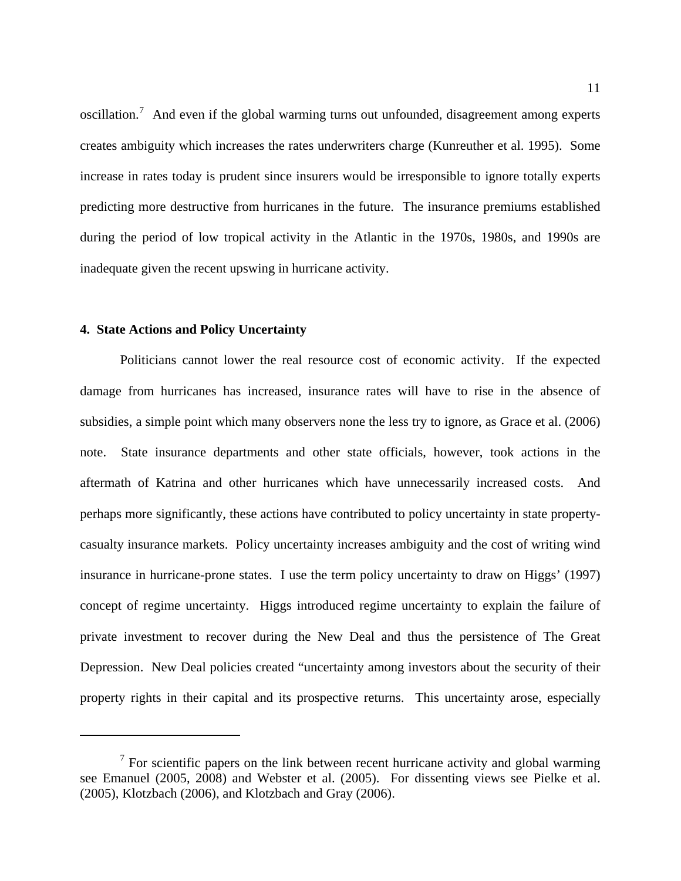oscillation.[7] And even if the global warming turns out unfounded, disagreement among experts creates ambiguity which increases the rates underwriters charge (Kunreuther et al. 1995). Some increase in rates today is prudent since insurers would be irresponsible to ignore totally experts predicting more destructive from hurricanes in the future. The insurance premiums established during the period of low tropical activity in the Atlantic in the 1970s, 1980s, and 1990s are inadequate given the recent upswing in hurricane activity.

### 4. State Actions and Policy Uncertainty

Politicians cannot lower the real resource cost of economic activity. If the expected damage from hurricanes has increased, insurance rates will have to rise in the absence of subsidies, a simple point which many observers none the less try to ignore, as Grace et al. (2006) note. State insurance departments and other state officials, however, took actions in the aftermath of Katrina and other hurricanes which have unnecessarily increased costs. And perhaps more significantly, these actions have contributed to policy uncertainty in state property-casualty insurance markets. Policy uncertainty increases ambiguity and the cost of writing wind insurance in hurricane-prone states. I use the term policy uncertainty to draw on Higgs' (1997) concept of regime uncertainty. Higgs introduced regime uncertainty to explain the failure of private investment to recover during the New Deal and thus the persistence of The Great Depression. New Deal policies created "uncertainty among investors about the security of their property rights in their capital and its prospective returns. This uncertainty arose, especially

---

[7] For scientific papers on the link between recent hurricane activity and global warming see Emanuel (2005, 2008) and Webster et al. (2005). For dissenting views see Pielke et al. (2005), Klotzbach (2006), and Klotzbach and Gray (2006).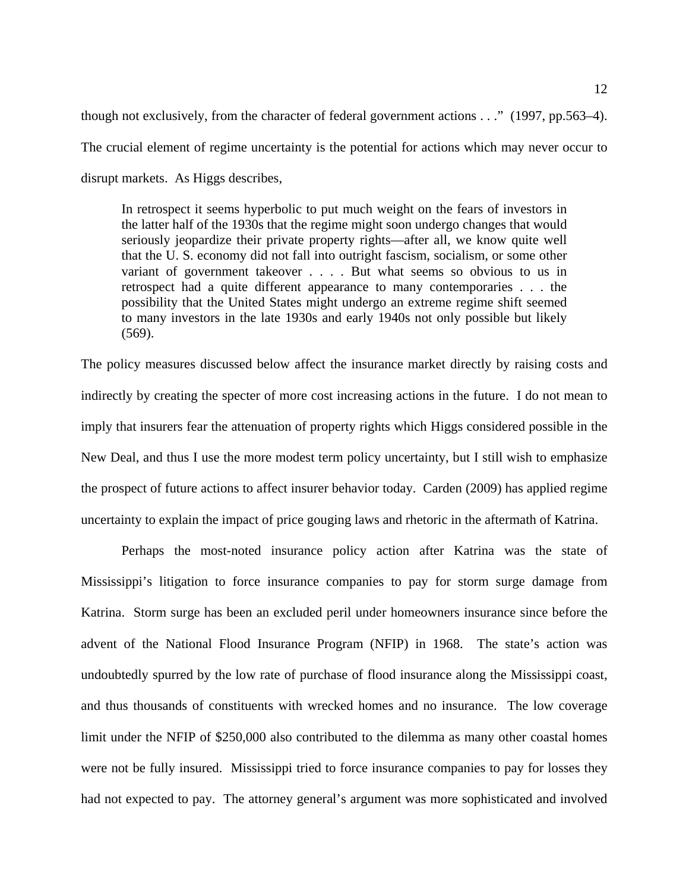though not exclusively, from the character of federal government actions . . ." (1997, pp.563–4). The crucial element of regime uncertainty is the potential for actions which may never occur to disrupt markets. As Higgs describes,

> In retrospect it seems hyperbolic to put much weight on the fears of investors in the latter half of the 1930s that the regime might soon undergo changes that would seriously jeopardize their private property rights—after all, we know quite well that the U. S. economy did not fall into outright fascism, socialism, or some other variant of government takeover . . . . But what seems so obvious to us in retrospect had a quite different appearance to many contemporaries . . . the possibility that the United States might undergo an extreme regime shift seemed to many investors in the late 1930s and early 1940s not only possible but likely (569).

The policy measures discussed below affect the insurance market directly by raising costs and indirectly by creating the specter of more cost increasing actions in the future. I do not mean to imply that insurers fear the attenuation of property rights which Higgs considered possible in the New Deal, and thus I use the more modest term policy uncertainty, but I still wish to emphasize the prospect of future actions to affect insurer behavior today. Carden (2009) has applied regime uncertainty to explain the impact of price gouging laws and rhetoric in the aftermath of Katrina.

Perhaps the most-noted insurance policy action after Katrina was the state of Mississippi's litigation to force insurance companies to pay for storm surge damage from Katrina. Storm surge has been an excluded peril under homeowners insurance since before the advent of the National Flood Insurance Program (NFIP) in 1968. The state's action was undoubtedly spurred by the low rate of purchase of flood insurance along the Mississippi coast, and thus thousands of constituents with wrecked homes and no insurance. The low coverage limit under the NFIP of $250,000 also contributed to the dilemma as many other coastal homes were not be fully insured. Mississippi tried to force insurance companies to pay for losses they had not expected to pay. The attorney general's argument was more sophisticated and involved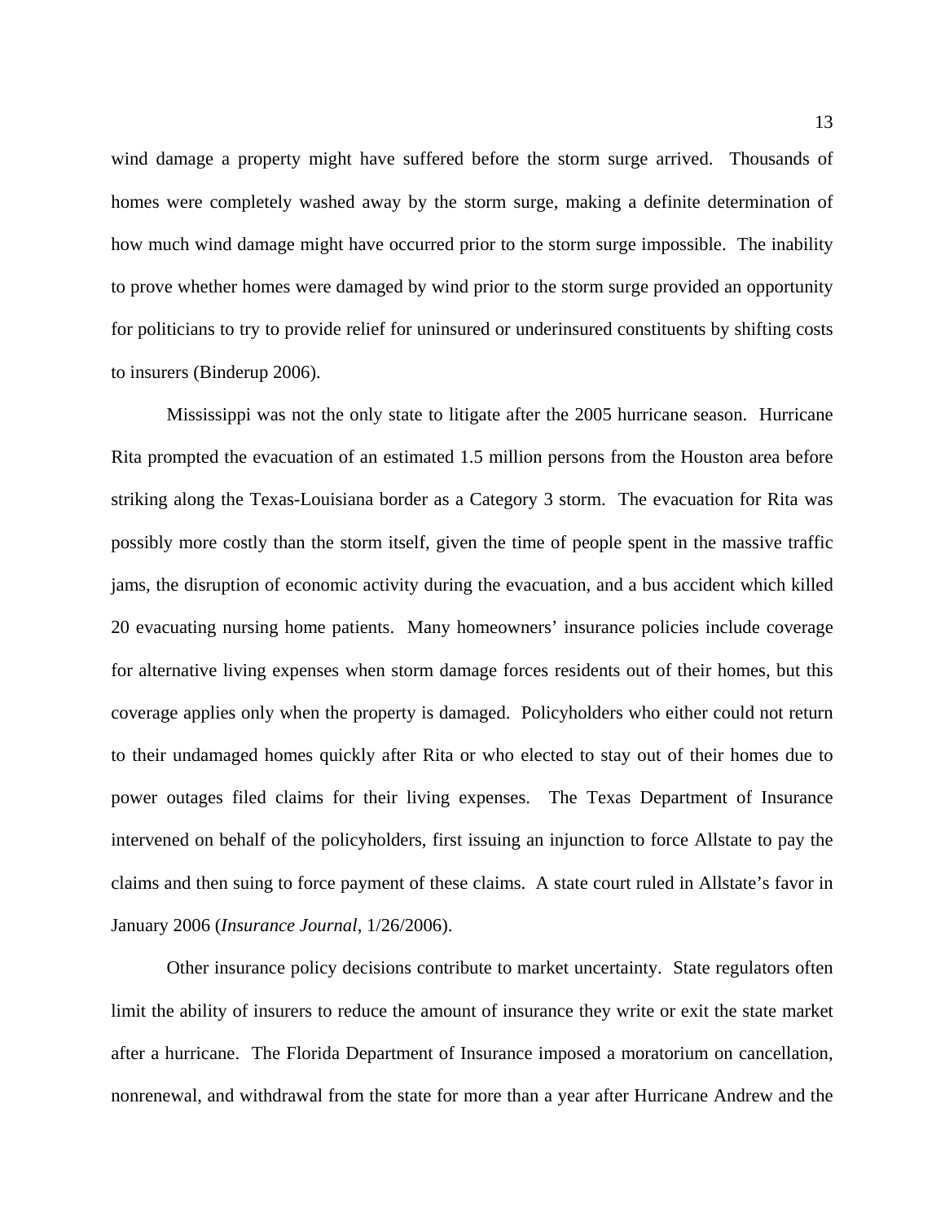wind damage a property might have suffered before the storm surge arrived. Thousands of homes were completely washed away by the storm surge, making a definite determination of how much wind damage might have occurred prior to the storm surge impossible. The inability to prove whether homes were damaged by wind prior to the storm surge provided an opportunity for politicians to try to provide relief for uninsured or underinsured constituents by shifting costs to insurers (Binderup 2006).

Mississippi was not the only state to litigate after the 2005 hurricane season. Hurricane Rita prompted the evacuation of an estimated 1.5 million persons from the Houston area before striking along the Texas-Louisiana border as a Category 3 storm. The evacuation for Rita was possibly more costly than the storm itself, given the time of people spent in the massive traffic jams, the disruption of economic activity during the evacuation, and a bus accident which killed 20 evacuating nursing home patients. Many homeowners' insurance policies include coverage for alternative living expenses when storm damage forces residents out of their homes, but this coverage applies only when the property is damaged. Policyholders who either could not return to their undamaged homes quickly after Rita or who elected to stay out of their homes due to power outages filed claims for their living expenses. The Texas Department of Insurance intervened on behalf of the policyholders, first issuing an injunction to force Allstate to pay the claims and then suing to force payment of these claims. A state court ruled in Allstate's favor in January 2006 (*Insurance Journal*, 1/26/2006).

Other insurance policy decisions contribute to market uncertainty. State regulators often limit the ability of insurers to reduce the amount of insurance they write or exit the state market after a hurricane. The Florida Department of Insurance imposed a moratorium on cancellation, nonrenewal, and withdrawal from the state for more than a year after Hurricane Andrew and the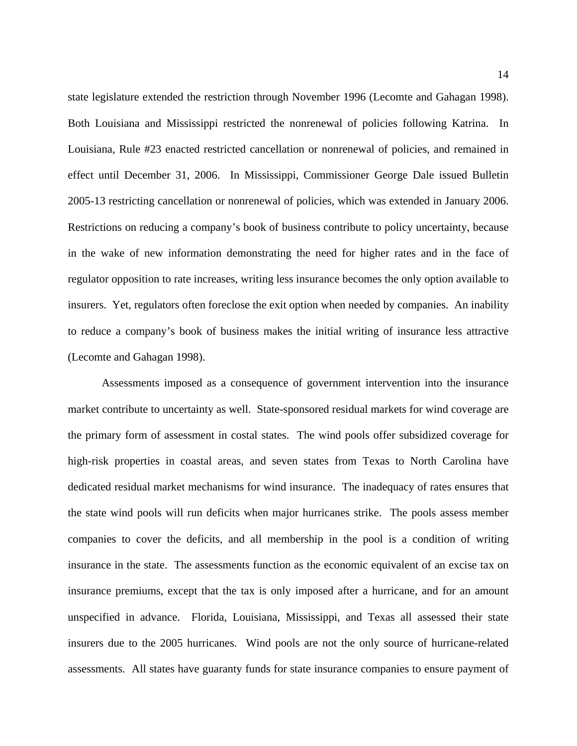state legislature extended the restriction through November 1996 (Lecomte and Gahagan 1998). Both Louisiana and Mississippi restricted the nonrenewal of policies following Katrina. In Louisiana, Rule #23 enacted restricted cancellation or nonrenewal of policies, and remained in effect until December 31, 2006. In Mississippi, Commissioner George Dale issued Bulletin 2005-13 restricting cancellation or nonrenewal of policies, which was extended in January 2006. Restrictions on reducing a company's book of business contribute to policy uncertainty, because in the wake of new information demonstrating the need for higher rates and in the face of regulator opposition to rate increases, writing less insurance becomes the only option available to insurers. Yet, regulators often foreclose the exit option when needed by companies. An inability to reduce a company's book of business makes the initial writing of insurance less attractive (Lecomte and Gahagan 1998).

Assessments imposed as a consequence of government intervention into the insurance market contribute to uncertainty as well. State-sponsored residual markets for wind coverage are the primary form of assessment in costal states. The wind pools offer subsidized coverage for high-risk properties in coastal areas, and seven states from Texas to North Carolina have dedicated residual market mechanisms for wind insurance. The inadequacy of rates ensures that the state wind pools will run deficits when major hurricanes strike. The pools assess member companies to cover the deficits, and all membership in the pool is a condition of writing insurance in the state. The assessments function as the economic equivalent of an excise tax on insurance premiums, except that the tax is only imposed after a hurricane, and for an amount unspecified in advance. Florida, Louisiana, Mississippi, and Texas all assessed their state insurers due to the 2005 hurricanes. Wind pools are not the only source of hurricane-related assessments. All states have guaranty funds for state insurance companies to ensure payment of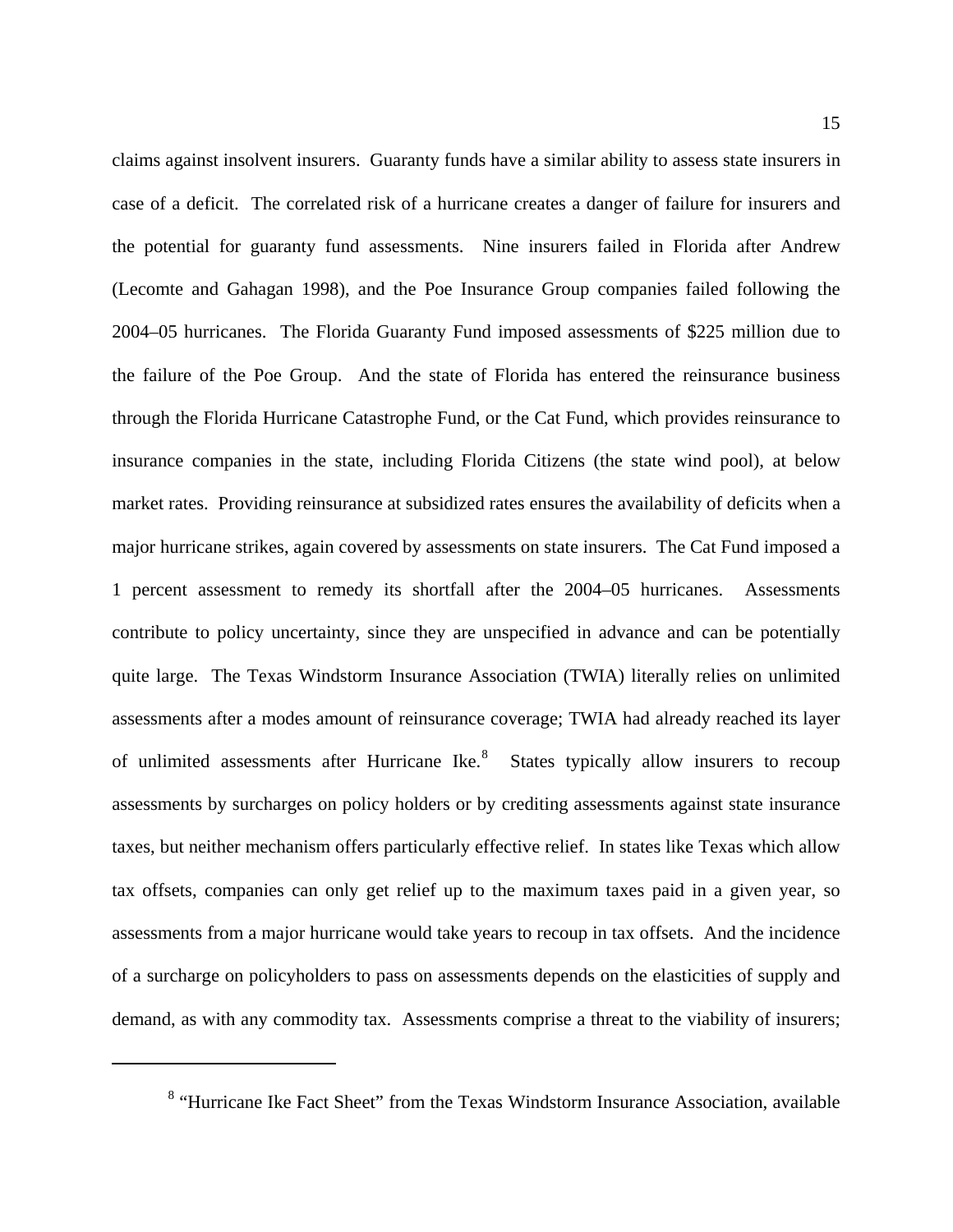claims against insolvent insurers. Guaranty funds have a similar ability to assess state insurers in case of a deficit. The correlated risk of a hurricane creates a danger of failure for insurers and the potential for guaranty fund assessments. Nine insurers failed in Florida after Andrew (Lecomte and Gahagan 1998), and the Poe Insurance Group companies failed following the 2004–05 hurricanes. The Florida Guaranty Fund imposed assessments of \$225 million due to the failure of the Poe Group. And the state of Florida has entered the reinsurance business through the Florida Hurricane Catastrophe Fund, or the Cat Fund, which provides reinsurance to insurance companies in the state, including Florida Citizens (the state wind pool), at below market rates. Providing reinsurance at subsidized rates ensures the availability of deficits when a major hurricane strikes, again covered by assessments on state insurers. The Cat Fund imposed a 1 percent assessment to remedy its shortfall after the 2004–05 hurricanes. Assessments contribute to policy uncertainty, since they are unspecified in advance and can be potentially quite large. The Texas Windstorm Insurance Association (TWIA) literally relies on unlimited assessments after a modes amount of reinsurance coverage; TWIA had already reached its layer of unlimited assessments after Hurricane Ike.[8] States typically allow insurers to recoup assessments by surcharges on policy holders or by crediting assessments against state insurance taxes, but neither mechanism offers particularly effective relief. In states like Texas which allow tax offsets, companies can only get relief up to the maximum taxes paid in a given year, so assessments from a major hurricane would take years to recoup in tax offsets. And the incidence of a surcharge on policyholders to pass on assessments depends on the elasticities of supply and demand, as with any commodity tax. Assessments comprise a threat to the viability of insurers;

[8] "Hurricane Ike Fact Sheet" from the Texas Windstorm Insurance Association, available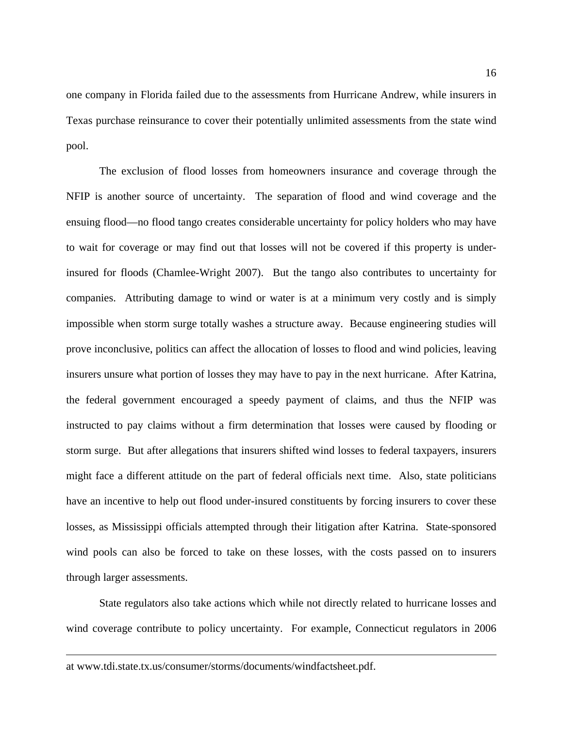one company in Florida failed due to the assessments from Hurricane Andrew, while insurers in Texas purchase reinsurance to cover their potentially unlimited assessments from the state wind pool.

The exclusion of flood losses from homeowners insurance and coverage through the NFIP is another source of uncertainty. The separation of flood and wind coverage and the ensuing flood—no flood tango creates considerable uncertainty for policy holders who may have to wait for coverage or may find out that losses will not be covered if this property is under-insured for floods (Chamlee-Wright 2007). But the tango also contributes to uncertainty for companies. Attributing damage to wind or water is at a minimum very costly and is simply impossible when storm surge totally washes a structure away. Because engineering studies will prove inconclusive, politics can affect the allocation of losses to flood and wind policies, leaving insurers unsure what portion of losses they may have to pay in the next hurricane. After Katrina, the federal government encouraged a speedy payment of claims, and thus the NFIP was instructed to pay claims without a firm determination that losses were caused by flooding or storm surge. But after allegations that insurers shifted wind losses to federal taxpayers, insurers might face a different attitude on the part of federal officials next time. Also, state politicians have an incentive to help out flood under-insured constituents by forcing insurers to cover these losses, as Mississippi officials attempted through their litigation after Katrina. State-sponsored wind pools can also be forced to take on these losses, with the costs passed on to insurers through larger assessments.

State regulators also take actions which while not directly related to hurricane losses and wind coverage contribute to policy uncertainty. For example, Connecticut regulators in 2006

at www.tdi.state.tx.us/consumer/storms/documents/windfactsheet.pdf.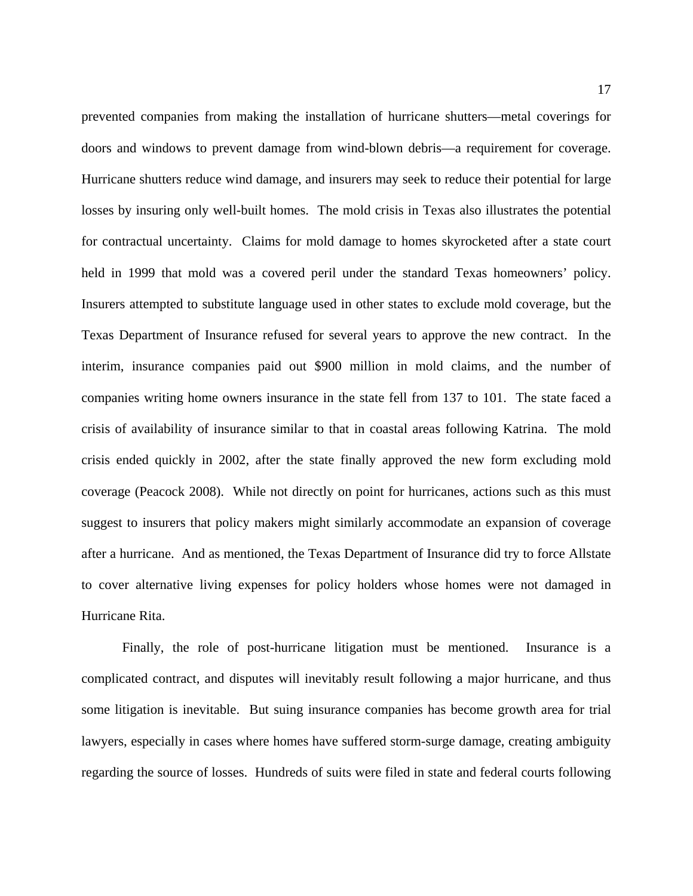prevented companies from making the installation of hurricane shutters—metal coverings for doors and windows to prevent damage from wind-blown debris—a requirement for coverage. Hurricane shutters reduce wind damage, and insurers may seek to reduce their potential for large losses by insuring only well-built homes. The mold crisis in Texas also illustrates the potential for contractual uncertainty. Claims for mold damage to homes skyrocketed after a state court held in 1999 that mold was a covered peril under the standard Texas homeowners' policy. Insurers attempted to substitute language used in other states to exclude mold coverage, but the Texas Department of Insurance refused for several years to approve the new contract. In the interim, insurance companies paid out \$900 million in mold claims, and the number of companies writing home owners insurance in the state fell from 137 to 101. The state faced a crisis of availability of insurance similar to that in coastal areas following Katrina. The mold crisis ended quickly in 2002, after the state finally approved the new form excluding mold coverage (Peacock 2008). While not directly on point for hurricanes, actions such as this must suggest to insurers that policy makers might similarly accommodate an expansion of coverage after a hurricane. And as mentioned, the Texas Department of Insurance did try to force Allstate to cover alternative living expenses for policy holders whose homes were not damaged in Hurricane Rita.

Finally, the role of post-hurricane litigation must be mentioned. Insurance is a complicated contract, and disputes will inevitably result following a major hurricane, and thus some litigation is inevitable. But suing insurance companies has become growth area for trial lawyers, especially in cases where homes have suffered storm-surge damage, creating ambiguity regarding the source of losses. Hundreds of suits were filed in state and federal courts following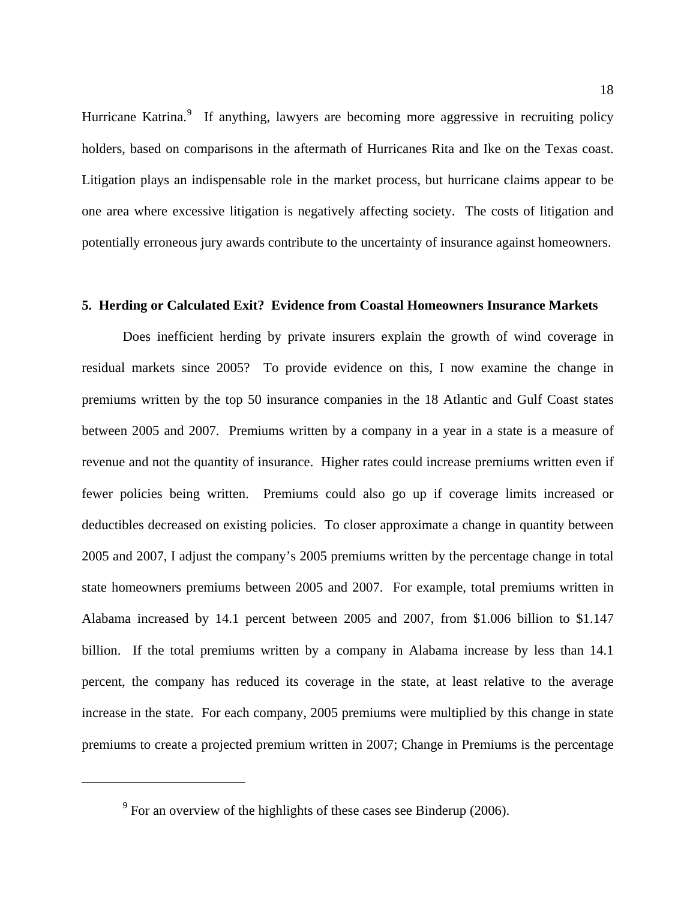Hurricane Katrina.[9] If anything, lawyers are becoming more aggressive in recruiting policy holders, based on comparisons in the aftermath of Hurricanes Rita and Ike on the Texas coast. Litigation plays an indispensable role in the market process, but hurricane claims appear to be one area where excessive litigation is negatively affecting society. The costs of litigation and potentially erroneous jury awards contribute to the uncertainty of insurance against homeowners.

## 5. Herding or Calculated Exit? Evidence from Coastal Homeowners Insurance Markets

Does inefficient herding by private insurers explain the growth of wind coverage in residual markets since 2005? To provide evidence on this, I now examine the change in premiums written by the top 50 insurance companies in the 18 Atlantic and Gulf Coast states between 2005 and 2007. Premiums written by a company in a year in a state is a measure of revenue and not the quantity of insurance. Higher rates could increase premiums written even if fewer policies being written. Premiums could also go up if coverage limits increased or deductibles decreased on existing policies. To closer approximate a change in quantity between 2005 and 2007, I adjust the company's 2005 premiums written by the percentage change in total state homeowners premiums between 2005 and 2007. For example, total premiums written in Alabama increased by 14.1 percent between 2005 and 2007, from $1.006 billion to $1.147 billion. If the total premiums written by a company in Alabama increase by less than 14.1 percent, the company has reduced its coverage in the state, at least relative to the average increase in the state. For each company, 2005 premiums were multiplied by this change in state premiums to create a projected premium written in 2007; Change in Premiums is the percentage

[9] For an overview of the highlights of these cases see Binderup (2006).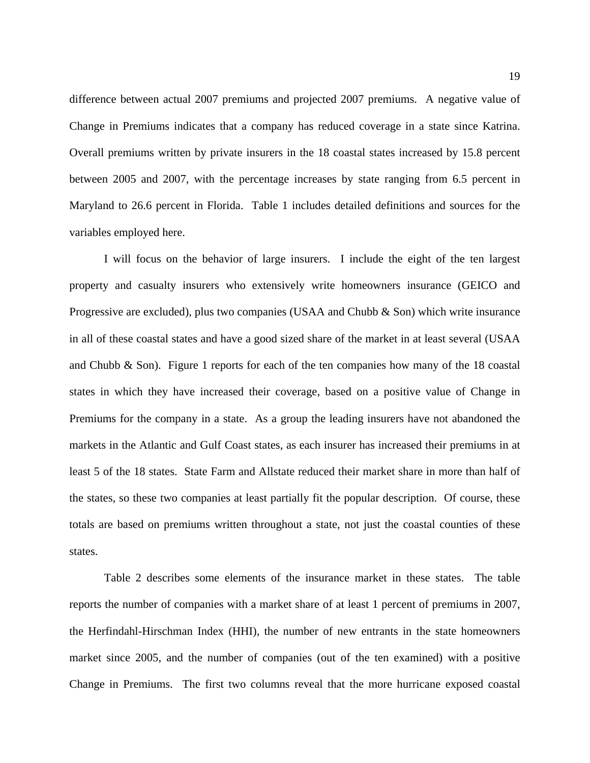difference between actual 2007 premiums and projected 2007 premiums. A negative value of Change in Premiums indicates that a company has reduced coverage in a state since Katrina. Overall premiums written by private insurers in the 18 coastal states increased by 15.8 percent between 2005 and 2007, with the percentage increases by state ranging from 6.5 percent in Maryland to 26.6 percent in Florida. Table 1 includes detailed definitions and sources for the variables employed here.

I will focus on the behavior of large insurers. I include the eight of the ten largest property and casualty insurers who extensively write homeowners insurance (GEICO and Progressive are excluded), plus two companies (USAA and Chubb & Son) which write insurance in all of these coastal states and have a good sized share of the market in at least several (USAA and Chubb & Son). Figure 1 reports for each of the ten companies how many of the 18 coastal states in which they have increased their coverage, based on a positive value of Change in Premiums for the company in a state. As a group the leading insurers have not abandoned the markets in the Atlantic and Gulf Coast states, as each insurer has increased their premiums in at least 5 of the 18 states. State Farm and Allstate reduced their market share in more than half of the states, so these two companies at least partially fit the popular description. Of course, these totals are based on premiums written throughout a state, not just the coastal counties of these states.

Table 2 describes some elements of the insurance market in these states. The table reports the number of companies with a market share of at least 1 percent of premiums in 2007, the Herfindahl-Hirschman Index (HHI), the number of new entrants in the state homeowners market since 2005, and the number of companies (out of the ten examined) with a positive Change in Premiums. The first two columns reveal that the more hurricane exposed coastal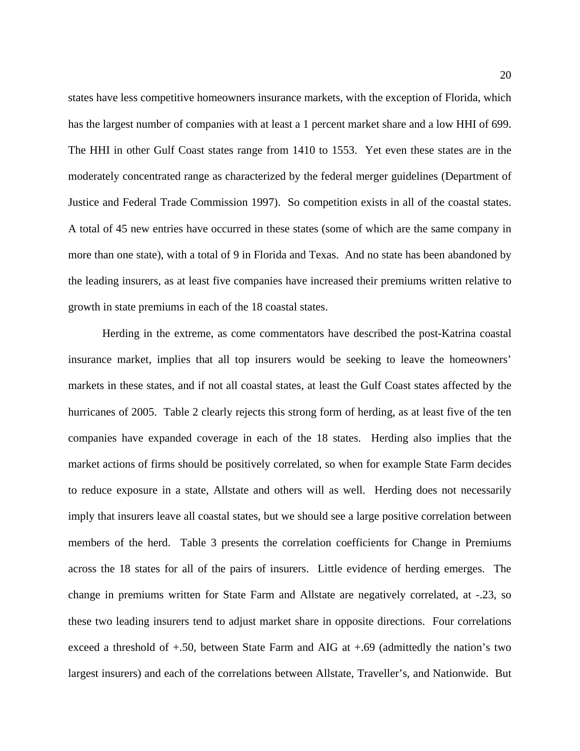states have less competitive homeowners insurance markets, with the exception of Florida, which has the largest number of companies with at least a 1 percent market share and a low HHI of 699. The HHI in other Gulf Coast states range from 1410 to 1553. Yet even these states are in the moderately concentrated range as characterized by the federal merger guidelines (Department of Justice and Federal Trade Commission 1997). So competition exists in all of the coastal states. A total of 45 new entries have occurred in these states (some of which are the same company in more than one state), with a total of 9 in Florida and Texas. And no state has been abandoned by the leading insurers, as at least five companies have increased their premiums written relative to growth in state premiums in each of the 18 coastal states.

Herding in the extreme, as come commentators have described the post-Katrina coastal insurance market, implies that all top insurers would be seeking to leave the homeowners' markets in these states, and if not all coastal states, at least the Gulf Coast states affected by the hurricanes of 2005. Table 2 clearly rejects this strong form of herding, as at least five of the ten companies have expanded coverage in each of the 18 states. Herding also implies that the market actions of firms should be positively correlated, so when for example State Farm decides to reduce exposure in a state, Allstate and others will as well. Herding does not necessarily imply that insurers leave all coastal states, but we should see a large positive correlation between members of the herd. Table 3 presents the correlation coefficients for Change in Premiums across the 18 states for all of the pairs of insurers. Little evidence of herding emerges. The change in premiums written for State Farm and Allstate are negatively correlated, at -.23, so these two leading insurers tend to adjust market share in opposite directions. Four correlations exceed a threshold of +.50, between State Farm and AIG at +.69 (admittedly the nation's two largest insurers) and each of the correlations between Allstate, Traveller's, and Nationwide. But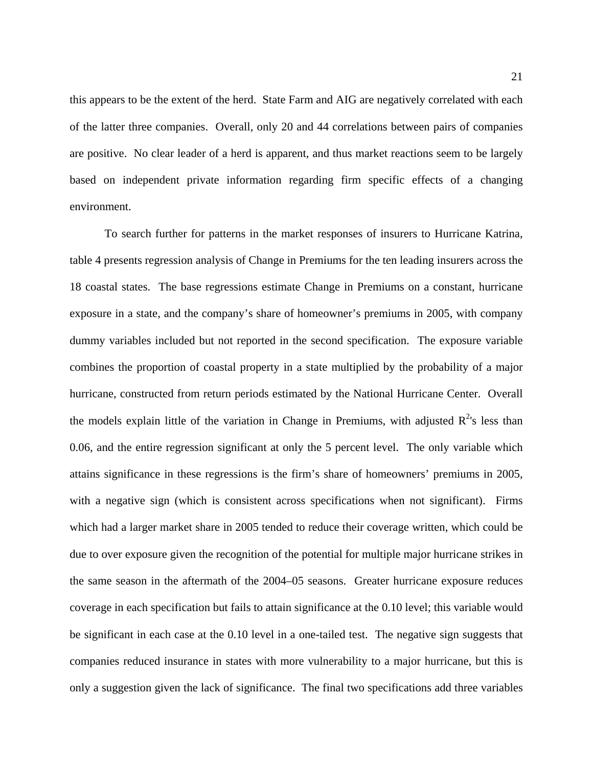this appears to be the extent of the herd. State Farm and AIG are negatively correlated with each of the latter three companies. Overall, only 20 and 44 correlations between pairs of companies are positive. No clear leader of a herd is apparent, and thus market reactions seem to be largely based on independent private information regarding firm specific effects of a changing environment.

To search further for patterns in the market responses of insurers to Hurricane Katrina, table 4 presents regression analysis of Change in Premiums for the ten leading insurers across the 18 coastal states. The base regressions estimate Change in Premiums on a constant, hurricane exposure in a state, and the company's share of homeowner's premiums in 2005, with company dummy variables included but not reported in the second specification. The exposure variable combines the proportion of coastal property in a state multiplied by the probability of a major hurricane, constructed from return periods estimated by the National Hurricane Center. Overall the models explain little of the variation in Change in Premiums, with adjusted $R^2$'s less than 0.06, and the entire regression significant at only the 5 percent level. The only variable which attains significance in these regressions is the firm's share of homeowners' premiums in 2005, with a negative sign (which is consistent across specifications when not significant). Firms which had a larger market share in 2005 tended to reduce their coverage written, which could be due to over exposure given the recognition of the potential for multiple major hurricane strikes in the same season in the aftermath of the 2004–05 seasons. Greater hurricane exposure reduces coverage in each specification but fails to attain significance at the 0.10 level; this variable would be significant in each case at the 0.10 level in a one-tailed test. The negative sign suggests that companies reduced insurance in states with more vulnerability to a major hurricane, but this is only a suggestion given the lack of significance. The final two specifications add three variables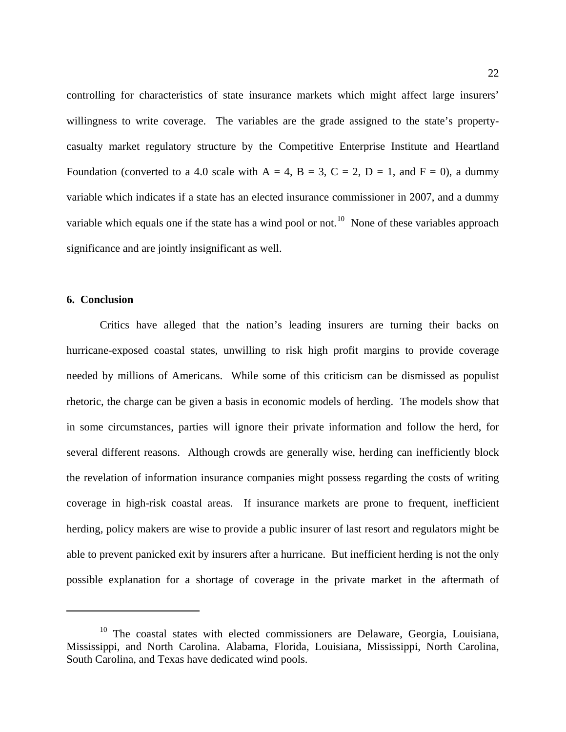controlling for characteristics of state insurance markets which might affect large insurers' willingness to write coverage. The variables are the grade assigned to the state's property-casualty market regulatory structure by the Competitive Enterprise Institute and Heartland Foundation (converted to a 4.0 scale with A = 4, B = 3, C = 2, D = 1, and F = 0), a dummy variable which indicates if a state has an elected insurance commissioner in 2007, and a dummy variable which equals one if the state has a wind pool or not.[10] None of these variables approach significance and are jointly insignificant as well.

## 6. Conclusion

Critics have alleged that the nation's leading insurers are turning their backs on hurricane-exposed coastal states, unwilling to risk high profit margins to provide coverage needed by millions of Americans. While some of this criticism can be dismissed as populist rhetoric, the charge can be given a basis in economic models of herding. The models show that in some circumstances, parties will ignore their private information and follow the herd, for several different reasons. Although crowds are generally wise, herding can inefficiently block the revelation of information insurance companies might possess regarding the costs of writing coverage in high-risk coastal areas. If insurance markets are prone to frequent, inefficient herding, policy makers are wise to provide a public insurer of last resort and regulators might be able to prevent panicked exit by insurers after a hurricane. But inefficient herding is not the only possible explanation for a shortage of coverage in the private market in the aftermath of

---

[10] The coastal states with elected commissioners are Delaware, Georgia, Louisiana, Mississippi, and North Carolina. Alabama, Florida, Louisiana, Mississippi, North Carolina, South Carolina, and Texas have dedicated wind pools.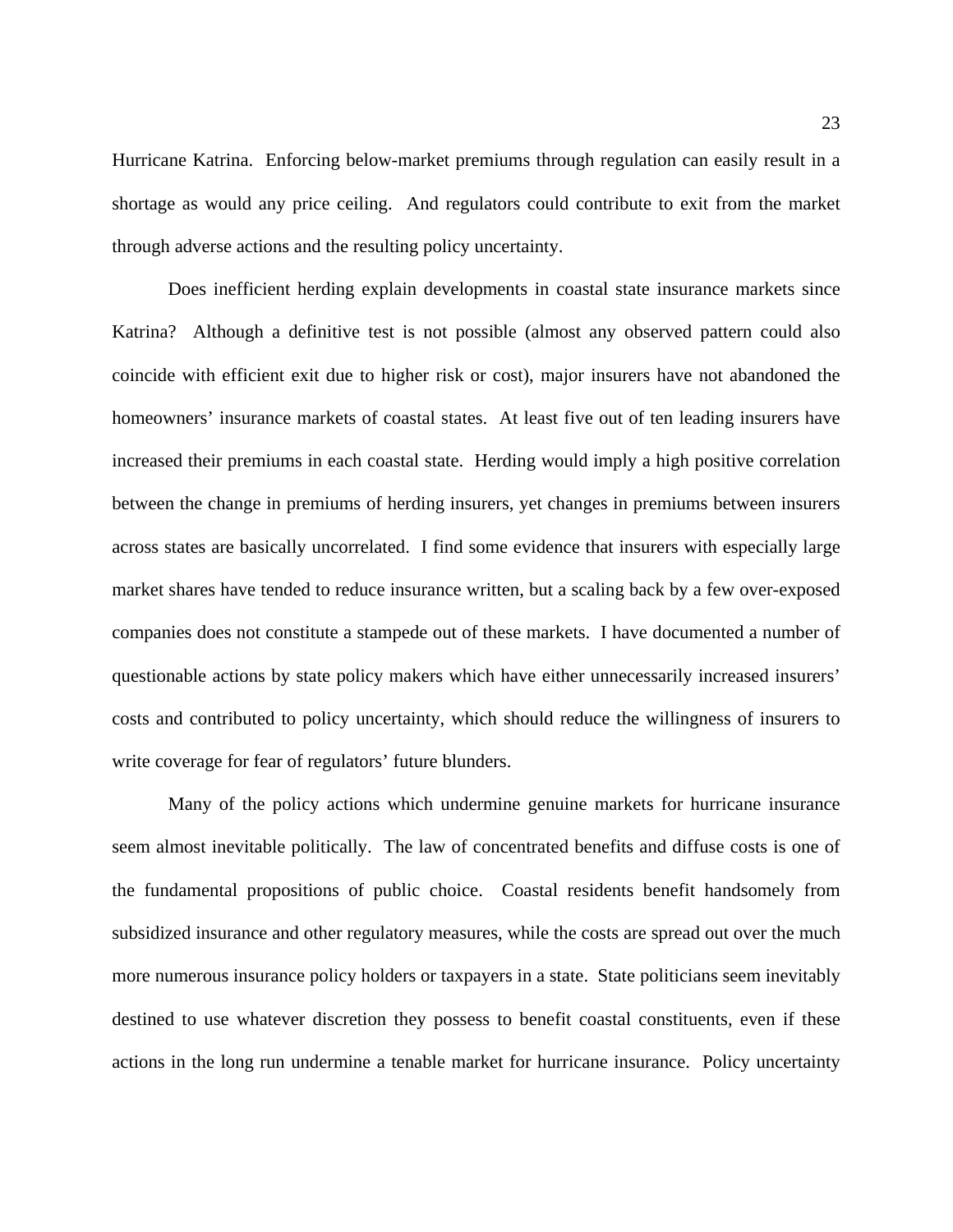Hurricane Katrina. Enforcing below-market premiums through regulation can easily result in a shortage as would any price ceiling. And regulators could contribute to exit from the market through adverse actions and the resulting policy uncertainty.

Does inefficient herding explain developments in coastal state insurance markets since Katrina? Although a definitive test is not possible (almost any observed pattern could also coincide with efficient exit due to higher risk or cost), major insurers have not abandoned the homeowners' insurance markets of coastal states. At least five out of ten leading insurers have increased their premiums in each coastal state. Herding would imply a high positive correlation between the change in premiums of herding insurers, yet changes in premiums between insurers across states are basically uncorrelated. I find some evidence that insurers with especially large market shares have tended to reduce insurance written, but a scaling back by a few over-exposed companies does not constitute a stampede out of these markets. I have documented a number of questionable actions by state policy makers which have either unnecessarily increased insurers' costs and contributed to policy uncertainty, which should reduce the willingness of insurers to write coverage for fear of regulators' future blunders.

Many of the policy actions which undermine genuine markets for hurricane insurance seem almost inevitable politically. The law of concentrated benefits and diffuse costs is one of the fundamental propositions of public choice. Coastal residents benefit handsomely from subsidized insurance and other regulatory measures, while the costs are spread out over the much more numerous insurance policy holders or taxpayers in a state. State politicians seem inevitably destined to use whatever discretion they possess to benefit coastal constituents, even if these actions in the long run undermine a tenable market for hurricane insurance. Policy uncertainty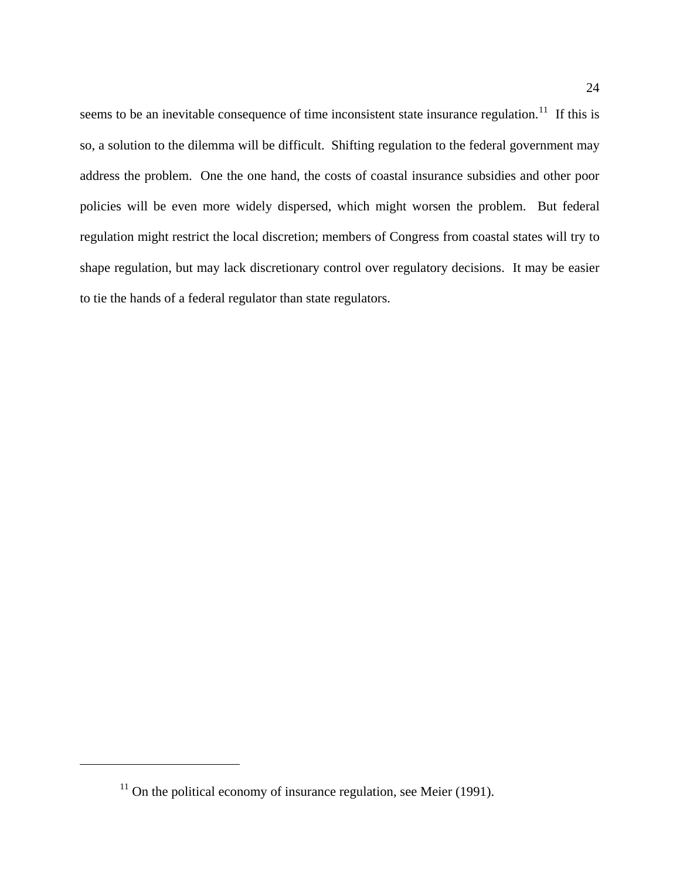seems to be an inevitable consequence of time inconsistent state insurance regulation.[11] If this is so, a solution to the dilemma will be difficult. Shifting regulation to the federal government may address the problem. One the one hand, the costs of coastal insurance subsidies and other poor policies will be even more widely dispersed, which might worsen the problem. But federal regulation might restrict the local discretion; members of Congress from coastal states will try to shape regulation, but may lack discretionary control over regulatory decisions. It may be easier to tie the hands of a federal regulator than state regulators.

---

[11] On the political economy of insurance regulation, see Meier (1991).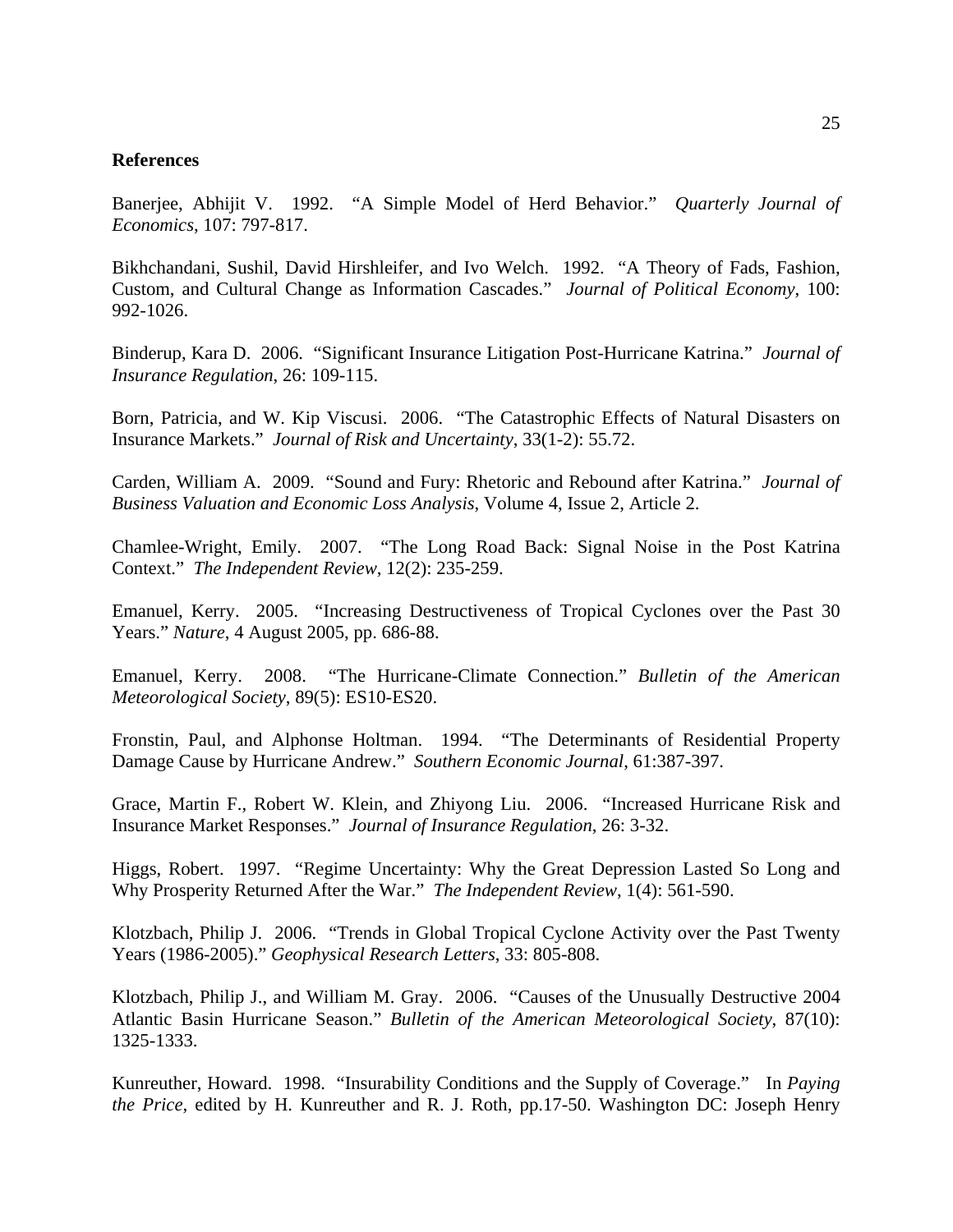**References**

Banerjee, Abhijit V. 1992. "A Simple Model of Herd Behavior." *Quarterly Journal of Economics*, 107: 797-817.

Bikhchandani, Sushil, David Hirshleifer, and Ivo Welch. 1992. "A Theory of Fads, Fashion, Custom, and Cultural Change as Information Cascades." *Journal of Political Economy*, 100: 992-1026.

Binderup, Kara D. 2006. "Significant Insurance Litigation Post-Hurricane Katrina." *Journal of Insurance Regulation*, 26: 109-115.

Born, Patricia, and W. Kip Viscusi. 2006. "The Catastrophic Effects of Natural Disasters on Insurance Markets." *Journal of Risk and Uncertainty*, 33(1-2): 55.72.

Carden, William A. 2009. "Sound and Fury: Rhetoric and Rebound after Katrina." *Journal of Business Valuation and Economic Loss Analysis*, Volume 4, Issue 2, Article 2.

Chamlee-Wright, Emily. 2007. "The Long Road Back: Signal Noise in the Post Katrina Context." *The Independent Review*, 12(2): 235-259.

Emanuel, Kerry. 2005. "Increasing Destructiveness of Tropical Cyclones over the Past 30 Years." *Nature*, 4 August 2005, pp. 686-88.

Emanuel, Kerry. 2008. "The Hurricane-Climate Connection." *Bulletin of the American Meteorological Society*, 89(5): ES10-ES20.

Fronstin, Paul, and Alphonse Holtman. 1994. "The Determinants of Residential Property Damage Cause by Hurricane Andrew." *Southern Economic Journal*, 61:387-397.

Grace, Martin F., Robert W. Klein, and Zhiyong Liu. 2006. "Increased Hurricane Risk and Insurance Market Responses." *Journal of Insurance Regulation*, 26: 3-32.

Higgs, Robert. 1997. "Regime Uncertainty: Why the Great Depression Lasted So Long and Why Prosperity Returned After the War." *The Independent Review*, 1(4): 561-590.

Klotzbach, Philip J. 2006. "Trends in Global Tropical Cyclone Activity over the Past Twenty Years (1986-2005)." *Geophysical Research Letters*, 33: 805-808.

Klotzbach, Philip J., and William M. Gray. 2006. "Causes of the Unusually Destructive 2004 Atlantic Basin Hurricane Season." *Bulletin of the American Meteorological Society*, 87(10): 1325-1333.

Kunreuther, Howard. 1998. "Insurability Conditions and the Supply of Coverage." In *Paying the Price*, edited by H. Kunreuther and R. J. Roth, pp.17-50. Washington DC: Joseph Henry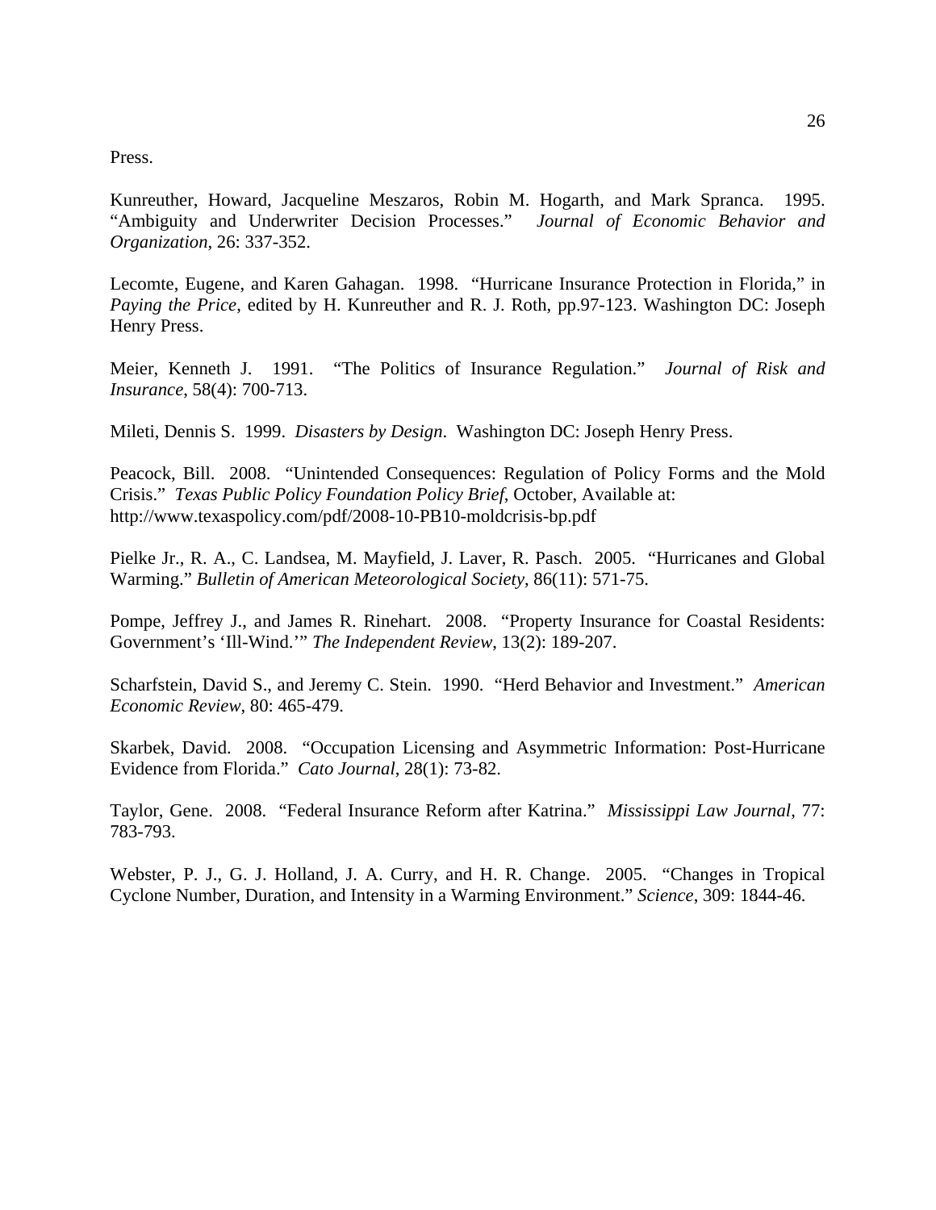Press.

Kunreuther, Howard, Jacqueline Meszaros, Robin M. Hogarth, and Mark Spranca. 1995. “Ambiguity and Underwriter Decision Processes.” *Journal of Economic Behavior and Organization*, 26: 337-352.

Lecomte, Eugene, and Karen Gahagan. 1998. “Hurricane Insurance Protection in Florida,” in *Paying the Price*, edited by H. Kunreuther and R. J. Roth, pp.97-123. Washington DC: Joseph Henry Press.

Meier, Kenneth J. 1991. “The Politics of Insurance Regulation.” *Journal of Risk and Insurance*, 58(4): 700-713.

Mileti, Dennis S. 1999. *Disasters by Design*. Washington DC: Joseph Henry Press.

Peacock, Bill. 2008. “Unintended Consequences: Regulation of Policy Forms and the Mold Crisis.” *Texas Public Policy Foundation Policy Brief*, October, Available at: http://www.texaspolicy.com/pdf/2008-10-PB10-moldcrisis-bp.pdf

Pielke Jr., R. A., C. Landsea, M. Mayfield, J. Laver, R. Pasch. 2005. “Hurricanes and Global Warming.” *Bulletin of American Meteorological Society*, 86(11): 571-75.

Pompe, Jeffrey J., and James R. Rinehart. 2008. “Property Insurance for Coastal Residents: Government’s ‘Ill-Wind.’” *The Independent Review*, 13(2): 189-207.

Scharfstein, David S., and Jeremy C. Stein. 1990. “Herd Behavior and Investment.” *American Economic Review*, 80: 465-479.

Skarbek, David. 2008. “Occupation Licensing and Asymmetric Information: Post-Hurricane Evidence from Florida.” *Cato Journal*, 28(1): 73-82.

Taylor, Gene. 2008. “Federal Insurance Reform after Katrina.” *Mississippi Law Journal*, 77: 783-793.

Webster, P. J., G. J. Holland, J. A. Curry, and H. R. Change. 2005. “Changes in Tropical Cyclone Number, Duration, and Intensity in a Warming Environment.” *Science*, 309: 1844-46.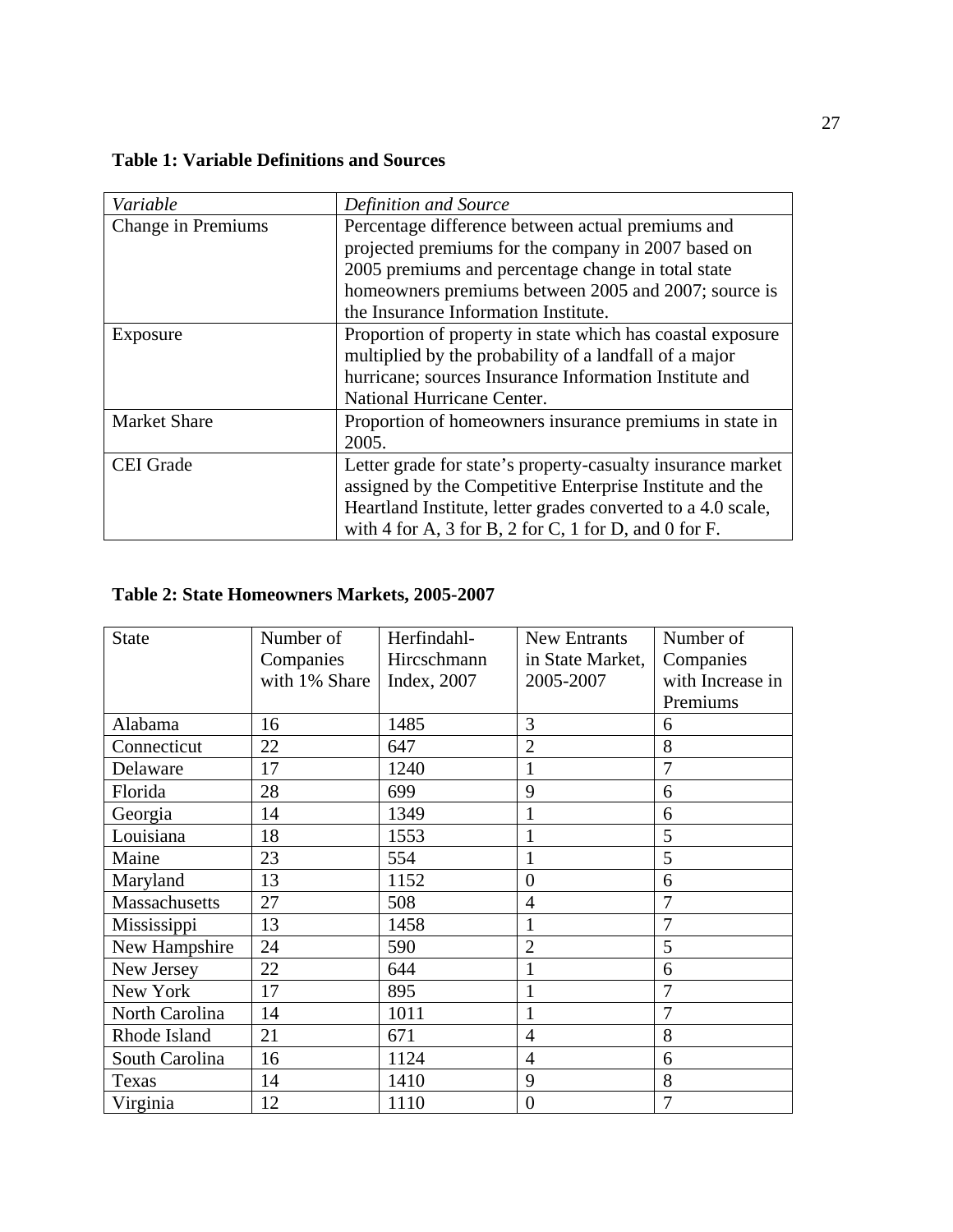**Table 1: Variable Definitions and Sources**

| *Variable* | *Definition and Source* |
|---|---|
| Change in Premiums | Percentage difference between actual premiums and projected premiums for the company in 2007 based on 2005 premiums and percentage change in total state homeowners premiums between 2005 and 2007; source is the Insurance Information Institute. |
| Exposure | Proportion of property in state which has coastal exposure multiplied by the probability of a landfall of a major hurricane; sources Insurance Information Institute and National Hurricane Center. |
| Market Share | Proportion of homeowners insurance premiums in state in 2005. |
| CEI Grade | Letter grade for state's property-casualty insurance market assigned by the Competitive Enterprise Institute and the Heartland Institute, letter grades converted to a 4.0 scale, with 4 for A, 3 for B, 2 for C, 1 for D, and 0 for F. |

**Table 2: State Homeowners Markets, 2005-2007**

| State | Number of Companies with 1% Share | Herfindahl-Hircschmann Index, 2007 | New Entrants in State Market, 2005-2007 | Number of Companies with Increase in Premiums |
|---|---|---|---|---|
| Alabama | 16 | 1485 | 3 | 6 |
| Connecticut | 22 | 647 | 2 | 8 |
| Delaware | 17 | 1240 | 1 | 7 |
| Florida | 28 | 699 | 9 | 6 |
| Georgia | 14 | 1349 | 1 | 6 |
| Louisiana | 18 | 1553 | 1 | 5 |
| Maine | 23 | 554 | 1 | 5 |
| Maryland | 13 | 1152 | 0 | 6 |
| Massachusetts | 27 | 508 | 4 | 7 |
| Mississippi | 13 | 1458 | 1 | 7 |
| New Hampshire | 24 | 590 | 2 | 5 |
| New Jersey | 22 | 644 | 1 | 6 |
| New York | 17 | 895 | 1 | 7 |
| North Carolina | 14 | 1011 | 1 | 7 |
| Rhode Island | 21 | 671 | 4 | 8 |
| South Carolina | 16 | 1124 | 4 | 6 |
| Texas | 14 | 1410 | 9 | 8 |
| Virginia | 12 | 1110 | 0 | 7 |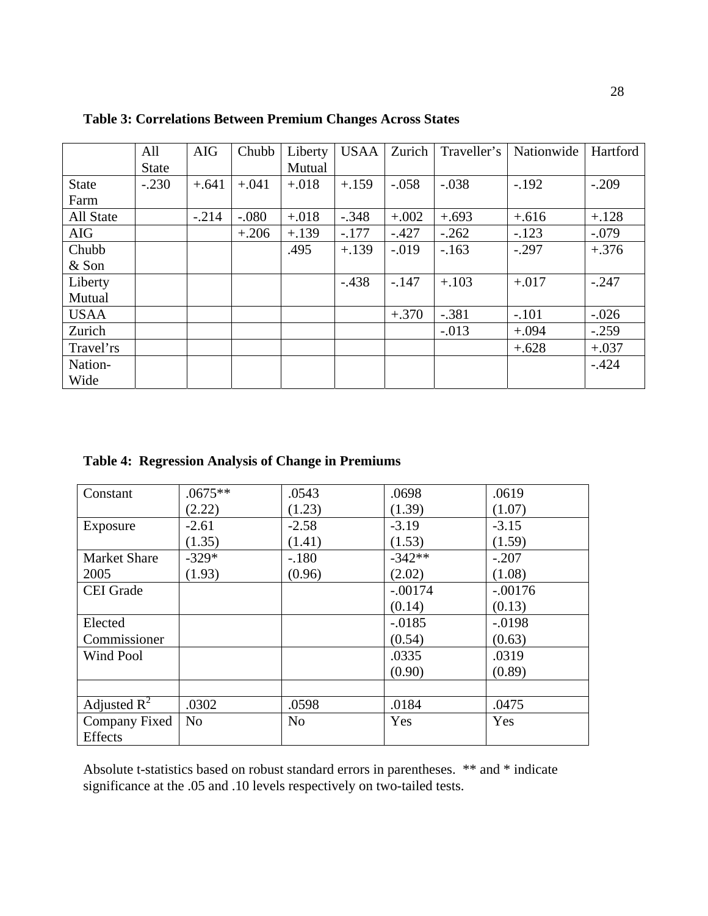**Table 3: Correlations Between Premium Changes Across States**

| | All State | AIG | Chubb | Liberty Mutual | USAA | Zurich | Traveller's | Nationwide | Hartford |
|---|---|---|---|---|---|---|---|---|---|
| State Farm | -.230 | +.641 | +.041 | +.018 | +.159 | -.058 | -.038 | -.192 | -.209 |
| All State | | -.214 | -.080 | +.018 | -.348 | +.002 | +.693 | +.616 | +.128 |
| AIG | | | +.206 | +.139 | -.177 | -.427 | -.262 | -.123 | -.079 |
| Chubb & Son | | | | .495 | +.139 | -.019 | -.163 | -.297 | +.376 |
| Liberty Mutual | | | | | -.438 | -.147 | +.103 | +.017 | -.247 |
| USAA | | | | | | +.370 | -.381 | -.101 | -.026 |
| Zurich | | | | | | | -.013 | +.094 | -.259 |
| Travel'rs | | | | | | | | +.628 | +.037 |
| Nation-Wide | | | | | | | | | -.424 |

**Table 4: Regression Analysis of Change in Premiums**

| | | | | |
|---|---|---|---|---|
| Constant | .0675** (2.22) | .0543 (1.23) | .0698 (1.39) | .0619 (1.07) |
| Exposure | -2.61 (1.35) | -2.58 (1.41) | -3.19 (1.53) | -3.15 (1.59) |
| Market Share 2005 | -329* (1.93) | -.180 (0.96) | -342** (2.02) | -.207 (1.08) |
| CEI Grade | | | -.00174 (0.14) | -.00176 (0.13) |
| Elected Commissioner | | | -.0185 (0.54) | -.0198 (0.63) |
| Wind Pool | | | .0335 (0.90) | .0319 (0.89) |
| | | | | |
| Adjusted $R^2$ | .0302 | .0598 | .0184 | .0475 |
| Company Fixed Effects | No | No | Yes | Yes |

Absolute t-statistics based on robust standard errors in parentheses. ** and * indicate significance at the .05 and .10 levels respectively on two-tailed tests.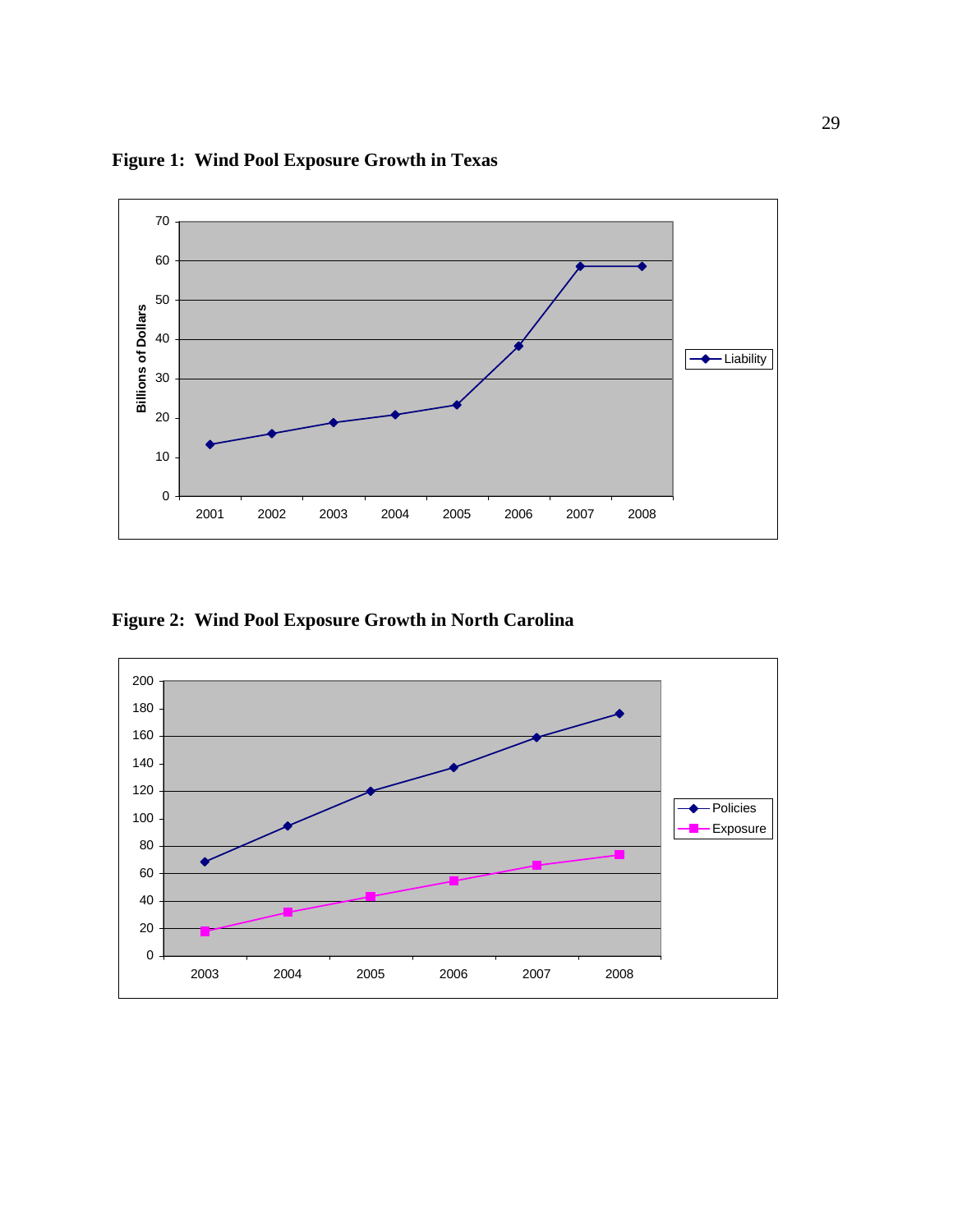**Figure 1: Wind Pool Exposure Growth in Texas**

Billions of Dollars

70
60
50
40
30
20
10
0

2001 2002 2003 2004 2005 2006 2007 2008

Liability

**Figure 2: Wind Pool Exposure Growth in North Carolina**

200
180
160
140
120
100
80
60
40
20
0

2003 2004 2005 2006 2007 2008

Policies
Exposure